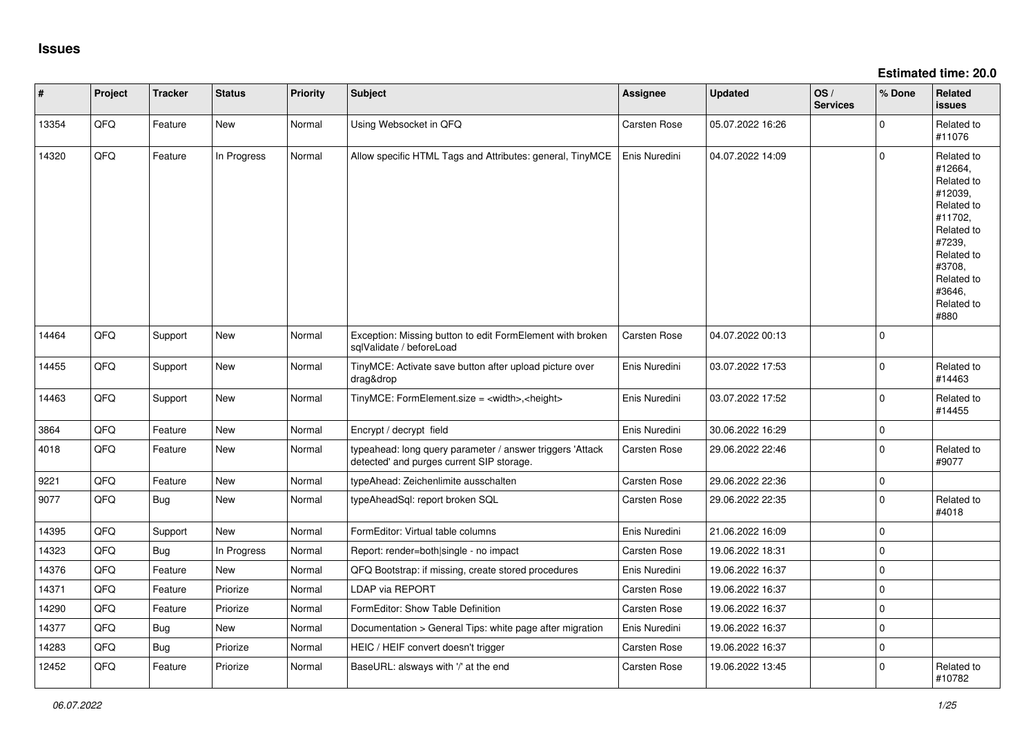# Issues

**Estimated time: 20.0**

| # | Project | Tracker | Status | Priority | Subject | Assignee | Updated | OS / Services | % Done | Related issues |
|---|---|---|---|---|---|---|---|---|---|---|
| 13354 | QFQ | Feature | New | Normal | Using Websocket in QFQ | Carsten Rose | 05.07.2022 16:26 | | 0 | Related to #11076 |
| 14320 | QFQ | Feature | In Progress | Normal | Allow specific HTML Tags and Attributes: general, TinyMCE | Enis Nuredini | 04.07.2022 14:09 | | 0 | Related to #12664, Related to #12039, Related to #11702, Related to #7239, Related to #3708, Related to #3646, Related to #880 |
| 14464 | QFQ | Support | New | Normal | Exception: Missing button to edit FormElement with broken sqlValidate / beforeLoad | Carsten Rose | 04.07.2022 00:13 | | 0 | |
| 14455 | QFQ | Support | New | Normal | TinyMCE: Activate save button after upload picture over drag&drop | Enis Nuredini | 03.07.2022 17:53 | | 0 | Related to #14463 |
| 14463 | QFQ | Support | New | Normal | TinyMCE: FormElement.size = <width>,<height> | Enis Nuredini | 03.07.2022 17:52 | | 0 | Related to #14455 |
| 3864 | QFQ | Feature | New | Normal | Encrypt / decrypt field | Enis Nuredini | 30.06.2022 16:29 | | 0 | |
| 4018 | QFQ | Feature | New | Normal | typeahead: long query parameter / answer triggers 'Attack detected' and purges current SIP storage. | Carsten Rose | 29.06.2022 22:46 | | 0 | Related to #9077 |
| 9221 | QFQ | Feature | New | Normal | typeAhead: Zeichenlimite ausschalten | Carsten Rose | 29.06.2022 22:36 | | 0 | |
| 9077 | QFQ | Bug | New | Normal | typeAheadSql: report broken SQL | Carsten Rose | 29.06.2022 22:35 | | 0 | Related to #4018 |
| 14395 | QFQ | Support | New | Normal | FormEditor: Virtual table columns | Enis Nuredini | 21.06.2022 16:09 | | 0 | |
| 14323 | QFQ | Bug | In Progress | Normal | Report: render=both\|single - no impact | Carsten Rose | 19.06.2022 18:31 | | 0 | |
| 14376 | QFQ | Feature | New | Normal | QFQ Bootstrap: if missing, create stored procedures | Enis Nuredini | 19.06.2022 16:37 | | 0 | |
| 14371 | QFQ | Feature | Priorize | Normal | LDAP via REPORT | Carsten Rose | 19.06.2022 16:37 | | 0 | |
| 14290 | QFQ | Feature | Priorize | Normal | FormEditor: Show Table Definition | Carsten Rose | 19.06.2022 16:37 | | 0 | |
| 14377 | QFQ | Bug | New | Normal | Documentation > General Tips: white page after migration | Enis Nuredini | 19.06.2022 16:37 | | 0 | |
| 14283 | QFQ | Bug | Priorize | Normal | HEIC / HEIF convert doesn't trigger | Carsten Rose | 19.06.2022 16:37 | | 0 | |
| 12452 | QFQ | Feature | Priorize | Normal | BaseURL: alsways with '/' at the end | Carsten Rose | 19.06.2022 13:45 | | 0 | Related to #10782 |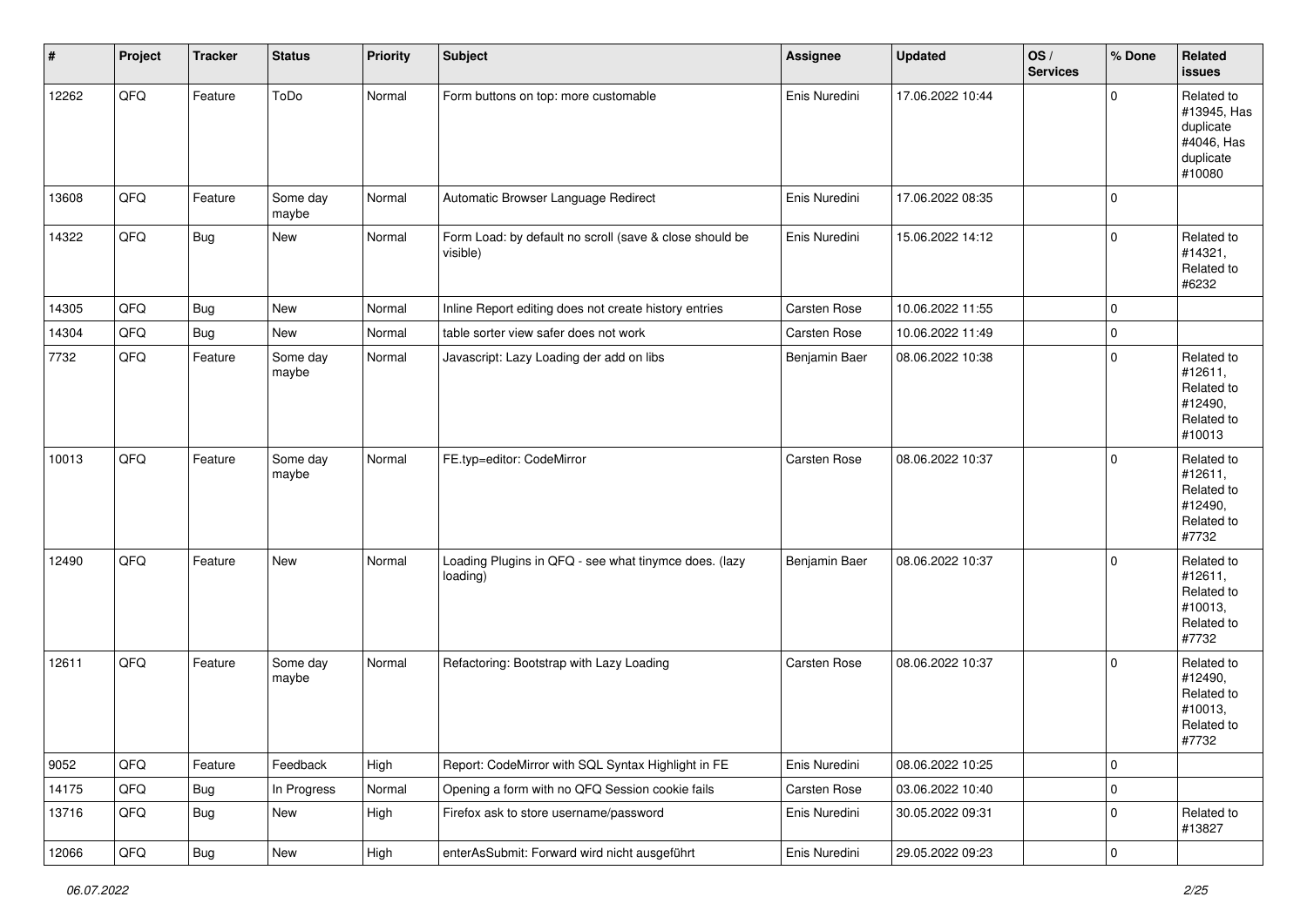| # | Project | Tracker | Status | Priority | Subject | Assignee | Updated | OS / Services | % Done | Related issues |
|---|---|---|---|---|---|---|---|---|---|---|
| 12262 | QFQ | Feature | ToDo | Normal | Form buttons on top: more customable | Enis Nuredini | 17.06.2022 10:44 | | 0 | Related to #13945, Has duplicate #4046, Has duplicate #10080 |
| 13608 | QFQ | Feature | Some day maybe | Normal | Automatic Browser Language Redirect | Enis Nuredini | 17.06.2022 08:35 | | 0 | |
| 14322 | QFQ | Bug | New | Normal | Form Load: by default no scroll (save & close should be visible) | Enis Nuredini | 15.06.2022 14:12 | | 0 | Related to #14321, Related to #6232 |
| 14305 | QFQ | Bug | New | Normal | Inline Report editing does not create history entries | Carsten Rose | 10.06.2022 11:55 | | 0 | |
| 14304 | QFQ | Bug | New | Normal | table sorter view safer does not work | Carsten Rose | 10.06.2022 11:49 | | 0 | |
| 7732 | QFQ | Feature | Some day maybe | Normal | Javascript: Lazy Loading der add on libs | Benjamin Baer | 08.06.2022 10:38 | | 0 | Related to #12611, Related to #12490, Related to #10013 |
| 10013 | QFQ | Feature | Some day maybe | Normal | FE.typ=editor: CodeMirror | Carsten Rose | 08.06.2022 10:37 | | 0 | Related to #12611, Related to #12490, Related to #7732 |
| 12490 | QFQ | Feature | New | Normal | Loading Plugins in QFQ - see what tinymce does. (lazy loading) | Benjamin Baer | 08.06.2022 10:37 | | 0 | Related to #12611, Related to #10013, Related to #7732 |
| 12611 | QFQ | Feature | Some day maybe | Normal | Refactoring: Bootstrap with Lazy Loading | Carsten Rose | 08.06.2022 10:37 | | 0 | Related to #12490, Related to #10013, Related to #7732 |
| 9052 | QFQ | Feature | Feedback | High | Report: CodeMirror with SQL Syntax Highlight in FE | Enis Nuredini | 08.06.2022 10:25 | | 0 | |
| 14175 | QFQ | Bug | In Progress | Normal | Opening a form with no QFQ Session cookie fails | Carsten Rose | 03.06.2022 10:40 | | 0 | |
| 13716 | QFQ | Bug | New | High | Firefox ask to store username/password | Enis Nuredini | 30.05.2022 09:31 | | 0 | Related to #13827 |
| 12066 | QFQ | Bug | New | High | enterAsSubmit: Forward wird nicht ausgeführt | Enis Nuredini | 29.05.2022 09:23 | | 0 | |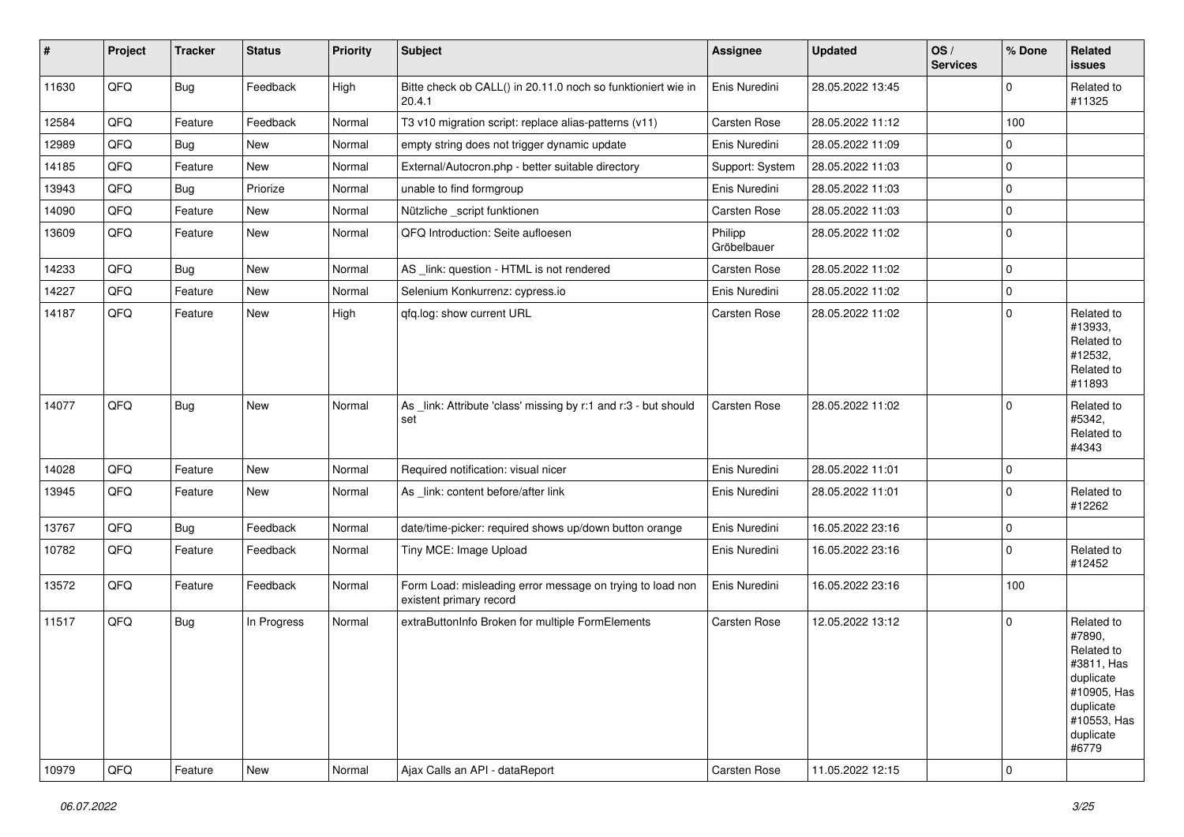| # | Project | Tracker | Status | Priority | Subject | Assignee | Updated | OS / Services | % Done | Related issues |
|---|---|---|---|---|---|---|---|---|---|---|
| 11630 | QFQ | Bug | Feedback | High | Bitte check ob CALL() in 20.11.0 noch so funktioniert wie in 20.4.1 | Enis Nuredini | 28.05.2022 13:45 | | 0 | Related to #11325 |
| 12584 | QFQ | Feature | Feedback | Normal | T3 v10 migration script: replace alias-patterns (v11) | Carsten Rose | 28.05.2022 11:12 | | 100 | |
| 12989 | QFQ | Bug | New | Normal | empty string does not trigger dynamic update | Enis Nuredini | 28.05.2022 11:09 | | 0 | |
| 14185 | QFQ | Feature | New | Normal | External/Autocron.php - better suitable directory | Support: System | 28.05.2022 11:03 | | 0 | |
| 13943 | QFQ | Bug | Priorize | Normal | unable to find formgroup | Enis Nuredini | 28.05.2022 11:03 | | 0 | |
| 14090 | QFQ | Feature | New | Normal | Nützliche _script funktionen | Carsten Rose | 28.05.2022 11:03 | | 0 | |
| 13609 | QFQ | Feature | New | Normal | QFQ Introduction: Seite aufloesen | Philipp Gröbelbauer | 28.05.2022 11:02 | | 0 | |
| 14233 | QFQ | Bug | New | Normal | AS _link: question - HTML is not rendered | Carsten Rose | 28.05.2022 11:02 | | 0 | |
| 14227 | QFQ | Feature | New | Normal | Selenium Konkurrenz: cypress.io | Enis Nuredini | 28.05.2022 11:02 | | 0 | |
| 14187 | QFQ | Feature | New | High | qfq.log: show current URL | Carsten Rose | 28.05.2022 11:02 | | 0 | Related to #13933, Related to #12532, Related to #11893 |
| 14077 | QFQ | Bug | New | Normal | As _link: Attribute 'class' missing by r:1 and r:3 - but should set | Carsten Rose | 28.05.2022 11:02 | | 0 | Related to #5342, Related to #4343 |
| 14028 | QFQ | Feature | New | Normal | Required notification: visual nicer | Enis Nuredini | 28.05.2022 11:01 | | 0 | |
| 13945 | QFQ | Feature | New | Normal | As _link: content before/after link | Enis Nuredini | 28.05.2022 11:01 | | 0 | Related to #12262 |
| 13767 | QFQ | Bug | Feedback | Normal | date/time-picker: required shows up/down button orange | Enis Nuredini | 16.05.2022 23:16 | | 0 | |
| 10782 | QFQ | Feature | Feedback | Normal | Tiny MCE: Image Upload | Enis Nuredini | 16.05.2022 23:16 | | 0 | Related to #12452 |
| 13572 | QFQ | Feature | Feedback | Normal | Form Load: misleading error message on trying to load non existent primary record | Enis Nuredini | 16.05.2022 23:16 | | 100 | |
| 11517 | QFQ | Bug | In Progress | Normal | extraButtonInfo Broken for multiple FormElements | Carsten Rose | 12.05.2022 13:12 | | 0 | Related to #7890, Related to #3811, Has duplicate #10905, Has duplicate #10553, Has duplicate #6779 |
| 10979 | QFQ | Feature | New | Normal | Ajax Calls an API - dataReport | Carsten Rose | 11.05.2022 12:15 | | 0 | |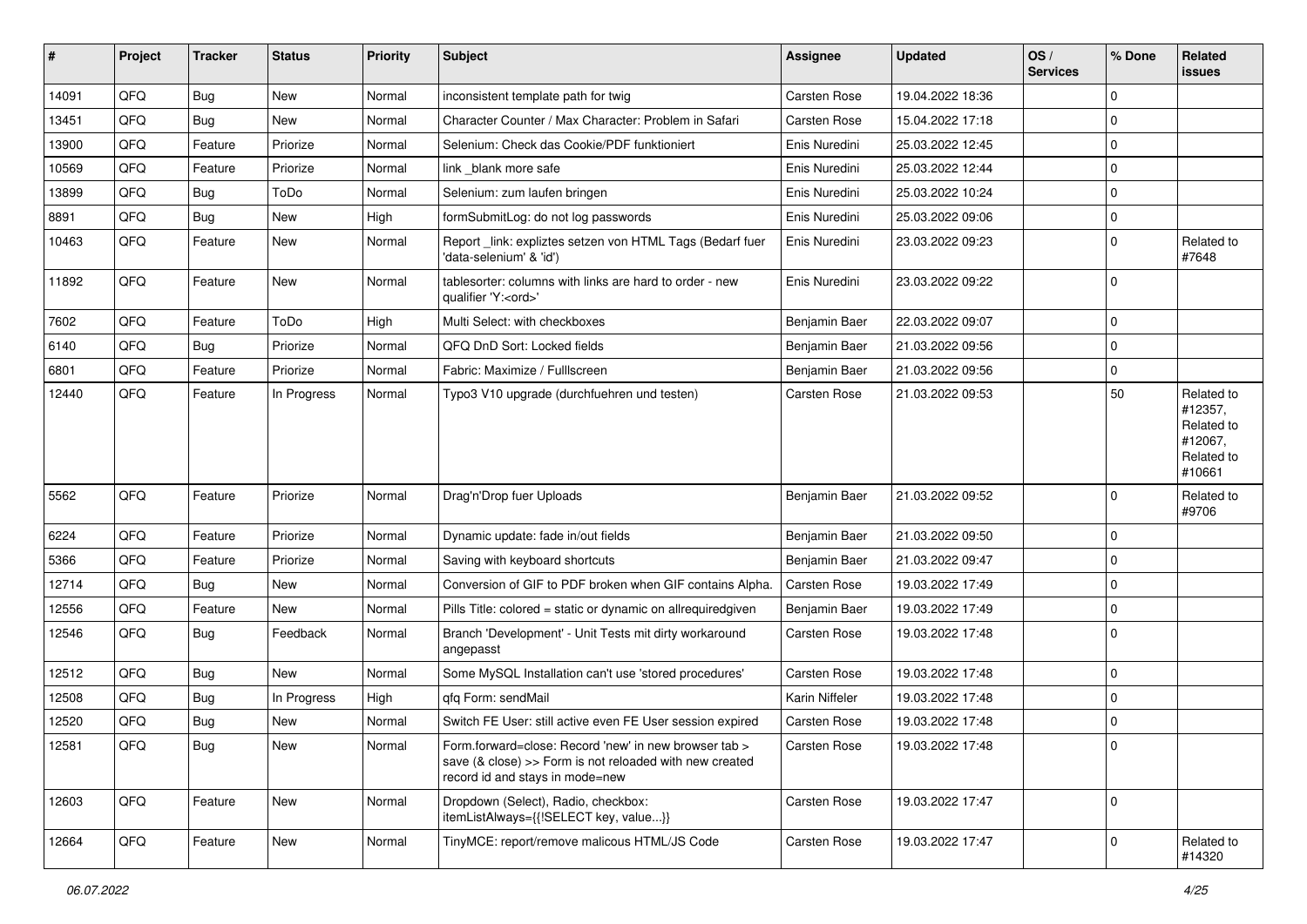| # | Project | Tracker | Status | Priority | Subject | Assignee | Updated | OS / Services | % Done | Related issues |
|---|---|---|---|---|---|---|---|---|---|---|
| 14091 | QFQ | Bug | New | Normal | inconsistent template path for twig | Carsten Rose | 19.04.2022 18:36 | | 0 | |
| 13451 | QFQ | Bug | New | Normal | Character Counter / Max Character: Problem in Safari | Carsten Rose | 15.04.2022 17:18 | | 0 | |
| 13900 | QFQ | Feature | Priorize | Normal | Selenium: Check das Cookie/PDF funktioniert | Enis Nuredini | 25.03.2022 12:45 | | 0 | |
| 10569 | QFQ | Feature | Priorize | Normal | link _blank more safe | Enis Nuredini | 25.03.2022 12:44 | | 0 | |
| 13899 | QFQ | Bug | ToDo | Normal | Selenium: zum laufen bringen | Enis Nuredini | 25.03.2022 10:24 | | 0 | |
| 8891 | QFQ | Bug | New | High | formSubmitLog: do not log passwords | Enis Nuredini | 25.03.2022 09:06 | | 0 | |
| 10463 | QFQ | Feature | New | Normal | Report _link: expliztes setzen von HTML Tags (Bedarf fuer 'data-selenium' & 'id') | Enis Nuredini | 23.03.2022 09:23 | | 0 | Related to #7648 |
| 11892 | QFQ | Feature | New | Normal | tablesorter: columns with links are hard to order - new qualifier 'Y:<ord>' | Enis Nuredini | 23.03.2022 09:22 | | 0 | |
| 7602 | QFQ | Feature | ToDo | High | Multi Select: with checkboxes | Benjamin Baer | 22.03.2022 09:07 | | 0 | |
| 6140 | QFQ | Bug | Priorize | Normal | QFQ DnD Sort: Locked fields | Benjamin Baer | 21.03.2022 09:56 | | 0 | |
| 6801 | QFQ | Feature | Priorize | Normal | Fabric: Maximize / Fulllscreen | Benjamin Baer | 21.03.2022 09:56 | | 0 | |
| 12440 | QFQ | Feature | In Progress | Normal | Typo3 V10 upgrade (durchfuehren und testen) | Carsten Rose | 21.03.2022 09:53 | | 50 | Related to #12357, Related to #12067, Related to #10661 |
| 5562 | QFQ | Feature | Priorize | Normal | Drag'n'Drop fuer Uploads | Benjamin Baer | 21.03.2022 09:52 | | 0 | Related to #9706 |
| 6224 | QFQ | Feature | Priorize | Normal | Dynamic update: fade in/out fields | Benjamin Baer | 21.03.2022 09:50 | | 0 | |
| 5366 | QFQ | Feature | Priorize | Normal | Saving with keyboard shortcuts | Benjamin Baer | 21.03.2022 09:47 | | 0 | |
| 12714 | QFQ | Bug | New | Normal | Conversion of GIF to PDF broken when GIF contains Alpha. | Carsten Rose | 19.03.2022 17:49 | | 0 | |
| 12556 | QFQ | Feature | New | Normal | Pills Title: colored = static or dynamic on allrequiredgiven | Benjamin Baer | 19.03.2022 17:49 | | 0 | |
| 12546 | QFQ | Bug | Feedback | Normal | Branch 'Development' - Unit Tests mit dirty workaround angepasst | Carsten Rose | 19.03.2022 17:48 | | 0 | |
| 12512 | QFQ | Bug | New | Normal | Some MySQL Installation can't use 'stored procedures' | Carsten Rose | 19.03.2022 17:48 | | 0 | |
| 12508 | QFQ | Bug | In Progress | High | qfq Form: sendMail | Karin Niffeler | 19.03.2022 17:48 | | 0 | |
| 12520 | QFQ | Bug | New | Normal | Switch FE User: still active even FE User session expired | Carsten Rose | 19.03.2022 17:48 | | 0 | |
| 12581 | QFQ | Bug | New | Normal | Form.forward=close: Record 'new' in new browser tab > save (& close) >> Form is not reloaded with new created record id and stays in mode=new | Carsten Rose | 19.03.2022 17:48 | | 0 | |
| 12603 | QFQ | Feature | New | Normal | Dropdown (Select), Radio, checkbox: itemListAlways={{!SELECT key, value...}} | Carsten Rose | 19.03.2022 17:47 | | 0 | |
| 12664 | QFQ | Feature | New | Normal | TinyMCE: report/remove malicous HTML/JS Code | Carsten Rose | 19.03.2022 17:47 | | 0 | Related to #14320 |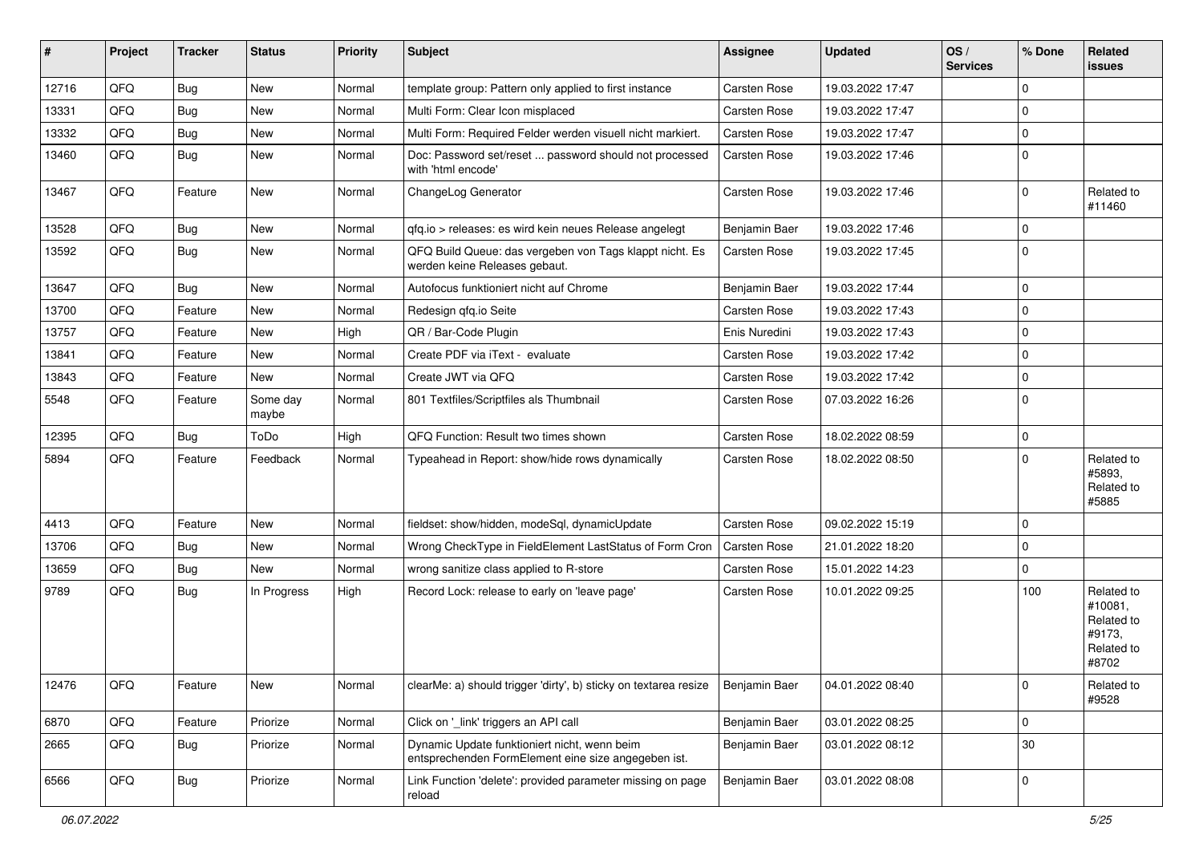| # | Project | Tracker | Status | Priority | Subject | Assignee | Updated | OS / Services | % Done | Related issues |
|---|---|---|---|---|---|---|---|---|---|---|
| 12716 | QFQ | Bug | New | Normal | template group: Pattern only applied to first instance | Carsten Rose | 19.03.2022 17:47 | | 0 | |
| 13331 | QFQ | Bug | New | Normal | Multi Form: Clear Icon misplaced | Carsten Rose | 19.03.2022 17:47 | | 0 | |
| 13332 | QFQ | Bug | New | Normal | Multi Form: Required Felder werden visuell nicht markiert. | Carsten Rose | 19.03.2022 17:47 | | 0 | |
| 13460 | QFQ | Bug | New | Normal | Doc: Password set/reset ... password should not processed with 'html encode' | Carsten Rose | 19.03.2022 17:46 | | 0 | |
| 13467 | QFQ | Feature | New | Normal | ChangeLog Generator | Carsten Rose | 19.03.2022 17:46 | | 0 | Related to #11460 |
| 13528 | QFQ | Bug | New | Normal | qfq.io > releases: es wird kein neues Release angelegt | Benjamin Baer | 19.03.2022 17:46 | | 0 | |
| 13592 | QFQ | Bug | New | Normal | QFQ Build Queue: das vergeben von Tags klappt nicht. Es werden keine Releases gebaut. | Carsten Rose | 19.03.2022 17:45 | | 0 | |
| 13647 | QFQ | Bug | New | Normal | Autofocus funktioniert nicht auf Chrome | Benjamin Baer | 19.03.2022 17:44 | | 0 | |
| 13700 | QFQ | Feature | New | Normal | Redesign qfq.io Seite | Carsten Rose | 19.03.2022 17:43 | | 0 | |
| 13757 | QFQ | Feature | New | High | QR / Bar-Code Plugin | Enis Nuredini | 19.03.2022 17:43 | | 0 | |
| 13841 | QFQ | Feature | New | Normal | Create PDF via iText - evaluate | Carsten Rose | 19.03.2022 17:42 | | 0 | |
| 13843 | QFQ | Feature | New | Normal | Create JWT via QFQ | Carsten Rose | 19.03.2022 17:42 | | 0 | |
| 5548 | QFQ | Feature | Some day maybe | Normal | 801 Textfiles/Scriptfiles als Thumbnail | Carsten Rose | 07.03.2022 16:26 | | 0 | |
| 12395 | QFQ | Bug | ToDo | High | QFQ Function: Result two times shown | Carsten Rose | 18.02.2022 08:59 | | 0 | |
| 5894 | QFQ | Feature | Feedback | Normal | Typeahead in Report: show/hide rows dynamically | Carsten Rose | 18.02.2022 08:50 | | 0 | Related to #5893, Related to #5885 |
| 4413 | QFQ | Feature | New | Normal | fieldset: show/hidden, modeSql, dynamicUpdate | Carsten Rose | 09.02.2022 15:19 | | 0 | |
| 13706 | QFQ | Bug | New | Normal | Wrong CheckType in FieldElement LastStatus of Form Cron | Carsten Rose | 21.01.2022 18:20 | | 0 | |
| 13659 | QFQ | Bug | New | Normal | wrong sanitize class applied to R-store | Carsten Rose | 15.01.2022 14:23 | | 0 | |
| 9789 | QFQ | Bug | In Progress | High | Record Lock: release to early on 'leave page' | Carsten Rose | 10.01.2022 09:25 | | 100 | Related to #10081, Related to #9173, Related to #8702 |
| 12476 | QFQ | Feature | New | Normal | clearMe: a) should trigger 'dirty', b) sticky on textarea resize | Benjamin Baer | 04.01.2022 08:40 | | 0 | Related to #9528 |
| 6870 | QFQ | Feature | Priorize | Normal | Click on '_link' triggers an API call | Benjamin Baer | 03.01.2022 08:25 | | 0 | |
| 2665 | QFQ | Bug | Priorize | Normal | Dynamic Update funktioniert nicht, wenn beim entsprechenden FormElement eine size angegeben ist. | Benjamin Baer | 03.01.2022 08:12 | | 30 | |
| 6566 | QFQ | Bug | Priorize | Normal | Link Function 'delete': provided parameter missing on page reload | Benjamin Baer | 03.01.2022 08:08 | | 0 | |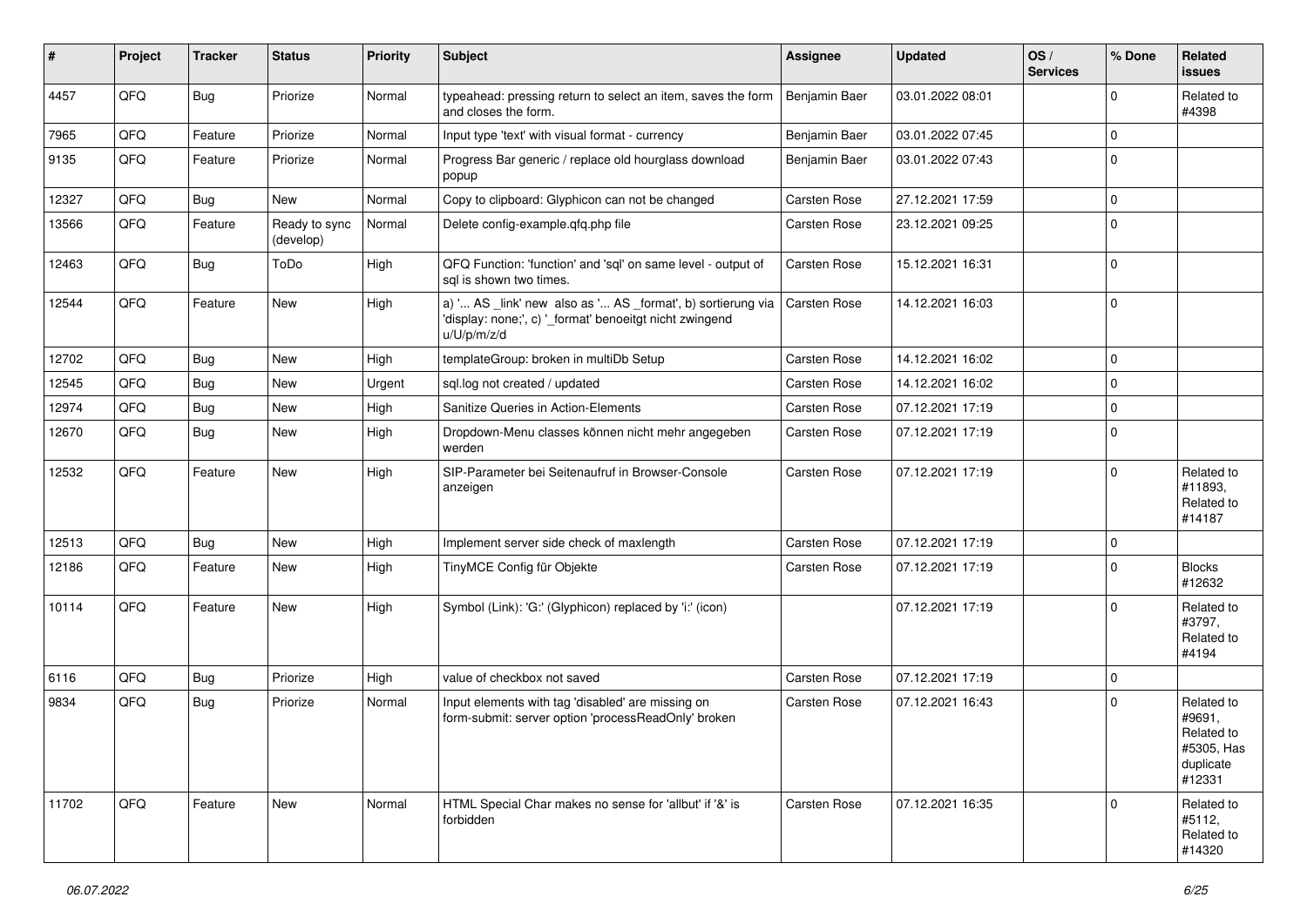| # | Project | Tracker | Status | Priority | Subject | Assignee | Updated | OS / Services | % Done | Related issues |
|---|---|---|---|---|---|---|---|---|---|---|
| 4457 | QFQ | Bug | Priorize | Normal | typeahead: pressing return to select an item, saves the form and closes the form. | Benjamin Baer | 03.01.2022 08:01 | | 0 | Related to #4398 |
| 7965 | QFQ | Feature | Priorize | Normal | Input type 'text' with visual format - currency | Benjamin Baer | 03.01.2022 07:45 | | 0 | |
| 9135 | QFQ | Feature | Priorize | Normal | Progress Bar generic / replace old hourglass download popup | Benjamin Baer | 03.01.2022 07:43 | | 0 | |
| 12327 | QFQ | Bug | New | Normal | Copy to clipboard: Glyphicon can not be changed | Carsten Rose | 27.12.2021 17:59 | | 0 | |
| 13566 | QFQ | Feature | Ready to sync (develop) | Normal | Delete config-example.qfq.php file | Carsten Rose | 23.12.2021 09:25 | | 0 | |
| 12463 | QFQ | Bug | ToDo | High | QFQ Function: 'function' and 'sql' on same level - output of sql is shown two times. | Carsten Rose | 15.12.2021 16:31 | | 0 | |
| 12544 | QFQ | Feature | New | High | a) '... AS _link' new also as '... AS _format', b) sortierung via 'display: none;', c) '_format' benoeitgt nicht zwingend u/U/p/m/z/d | Carsten Rose | 14.12.2021 16:03 | | 0 | |
| 12702 | QFQ | Bug | New | High | templateGroup: broken in multiDb Setup | Carsten Rose | 14.12.2021 16:02 | | 0 | |
| 12545 | QFQ | Bug | New | Urgent | sql.log not created / updated | Carsten Rose | 14.12.2021 16:02 | | 0 | |
| 12974 | QFQ | Bug | New | High | Sanitize Queries in Action-Elements | Carsten Rose | 07.12.2021 17:19 | | 0 | |
| 12670 | QFQ | Bug | New | High | Dropdown-Menu classes können nicht mehr angegeben werden | Carsten Rose | 07.12.2021 17:19 | | 0 | |
| 12532 | QFQ | Feature | New | High | SIP-Parameter bei Seitenaufruf in Browser-Console anzeigen | Carsten Rose | 07.12.2021 17:19 | | 0 | Related to #11893, Related to #14187 |
| 12513 | QFQ | Bug | New | High | Implement server side check of maxlength | Carsten Rose | 07.12.2021 17:19 | | 0 | |
| 12186 | QFQ | Feature | New | High | TinyMCE Config für Objekte | Carsten Rose | 07.12.2021 17:19 | | 0 | Blocks #12632 |
| 10114 | QFQ | Feature | New | High | Symbol (Link): 'G:' (Glyphicon) replaced by 'i:' (icon) | | 07.12.2021 17:19 | | 0 | Related to #3797, Related to #4194 |
| 6116 | QFQ | Bug | Priorize | High | value of checkbox not saved | Carsten Rose | 07.12.2021 17:19 | | 0 | |
| 9834 | QFQ | Bug | Priorize | Normal | Input elements with tag 'disabled' are missing on form-submit: server option 'processReadOnly' broken | Carsten Rose | 07.12.2021 16:43 | | 0 | Related to #9691, Related to #5305, Has duplicate #12331 |
| 11702 | QFQ | Feature | New | Normal | HTML Special Char makes no sense for 'allbut' if '&' is forbidden | Carsten Rose | 07.12.2021 16:35 | | 0 | Related to #5112, Related to #14320 |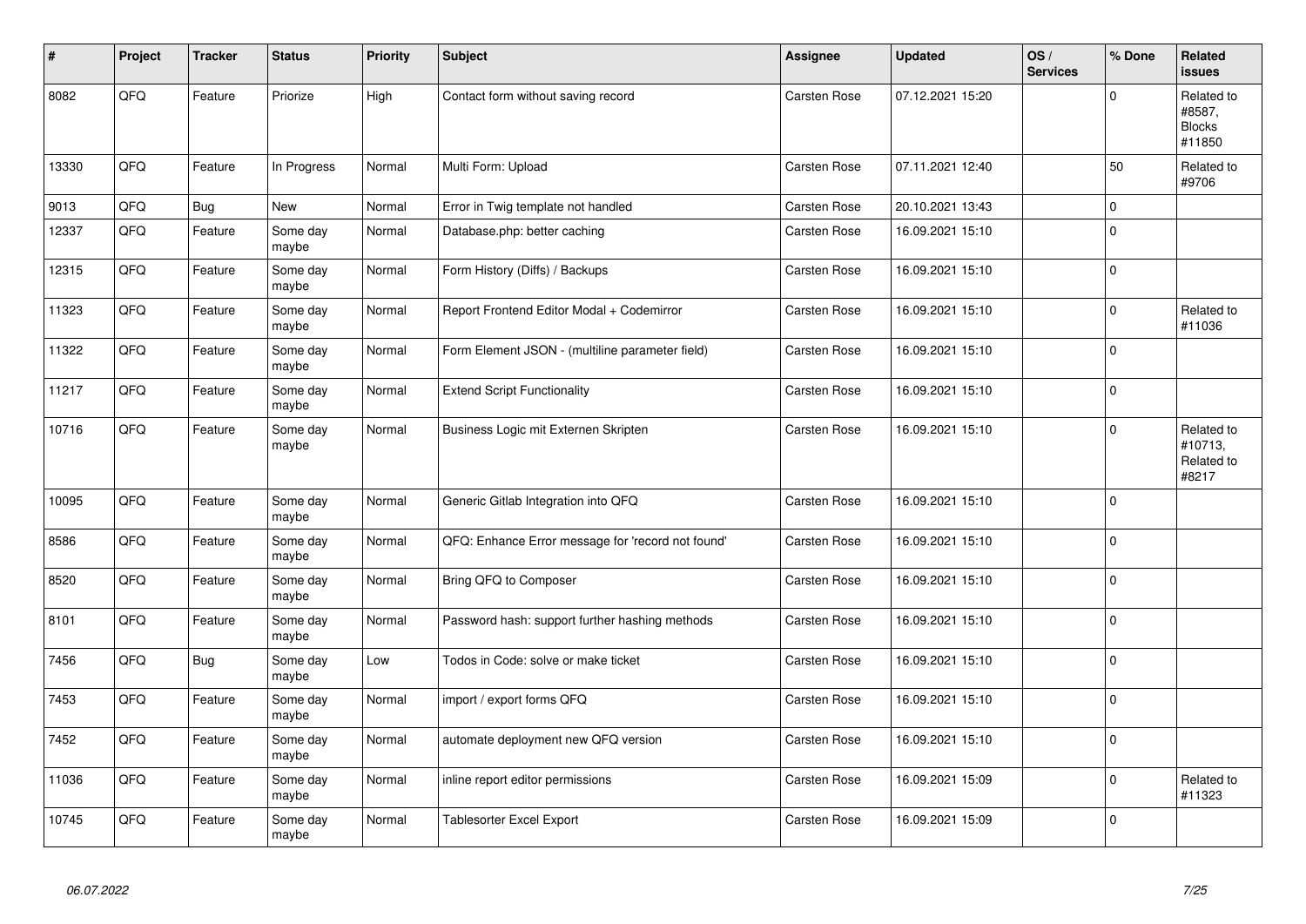| # | Project | Tracker | Status | Priority | Subject | Assignee | Updated | OS / Services | % Done | Related issues |
|---|---|---|---|---|---|---|---|---|---|---|
| 8082 | QFQ | Feature | Priorize | High | Contact form without saving record | Carsten Rose | 07.12.2021 15:20 | | 0 | Related to #8587, Blocks #11850 |
| 13330 | QFQ | Feature | In Progress | Normal | Multi Form: Upload | Carsten Rose | 07.11.2021 12:40 | | 50 | Related to #9706 |
| 9013 | QFQ | Bug | New | Normal | Error in Twig template not handled | Carsten Rose | 20.10.2021 13:43 | | 0 | |
| 12337 | QFQ | Feature | Some day maybe | Normal | Database.php: better caching | Carsten Rose | 16.09.2021 15:10 | | 0 | |
| 12315 | QFQ | Feature | Some day maybe | Normal | Form History (Diffs) / Backups | Carsten Rose | 16.09.2021 15:10 | | 0 | |
| 11323 | QFQ | Feature | Some day maybe | Normal | Report Frontend Editor Modal + Codemirror | Carsten Rose | 16.09.2021 15:10 | | 0 | Related to #11036 |
| 11322 | QFQ | Feature | Some day maybe | Normal | Form Element JSON - (multiline parameter field) | Carsten Rose | 16.09.2021 15:10 | | 0 | |
| 11217 | QFQ | Feature | Some day maybe | Normal | Extend Script Functionality | Carsten Rose | 16.09.2021 15:10 | | 0 | |
| 10716 | QFQ | Feature | Some day maybe | Normal | Business Logic mit Externen Skripten | Carsten Rose | 16.09.2021 15:10 | | 0 | Related to #10713, Related to #8217 |
| 10095 | QFQ | Feature | Some day maybe | Normal | Generic Gitlab Integration into QFQ | Carsten Rose | 16.09.2021 15:10 | | 0 | |
| 8586 | QFQ | Feature | Some day maybe | Normal | QFQ: Enhance Error message for 'record not found' | Carsten Rose | 16.09.2021 15:10 | | 0 | |
| 8520 | QFQ | Feature | Some day maybe | Normal | Bring QFQ to Composer | Carsten Rose | 16.09.2021 15:10 | | 0 | |
| 8101 | QFQ | Feature | Some day maybe | Normal | Password hash: support further hashing methods | Carsten Rose | 16.09.2021 15:10 | | 0 | |
| 7456 | QFQ | Bug | Some day maybe | Low | Todos in Code: solve or make ticket | Carsten Rose | 16.09.2021 15:10 | | 0 | |
| 7453 | QFQ | Feature | Some day maybe | Normal | import / export forms QFQ | Carsten Rose | 16.09.2021 15:10 | | 0 | |
| 7452 | QFQ | Feature | Some day maybe | Normal | automate deployment new QFQ version | Carsten Rose | 16.09.2021 15:10 | | 0 | |
| 11036 | QFQ | Feature | Some day maybe | Normal | inline report editor permissions | Carsten Rose | 16.09.2021 15:09 | | 0 | Related to #11323 |
| 10745 | QFQ | Feature | Some day maybe | Normal | Tablesorter Excel Export | Carsten Rose | 16.09.2021 15:09 | | 0 | |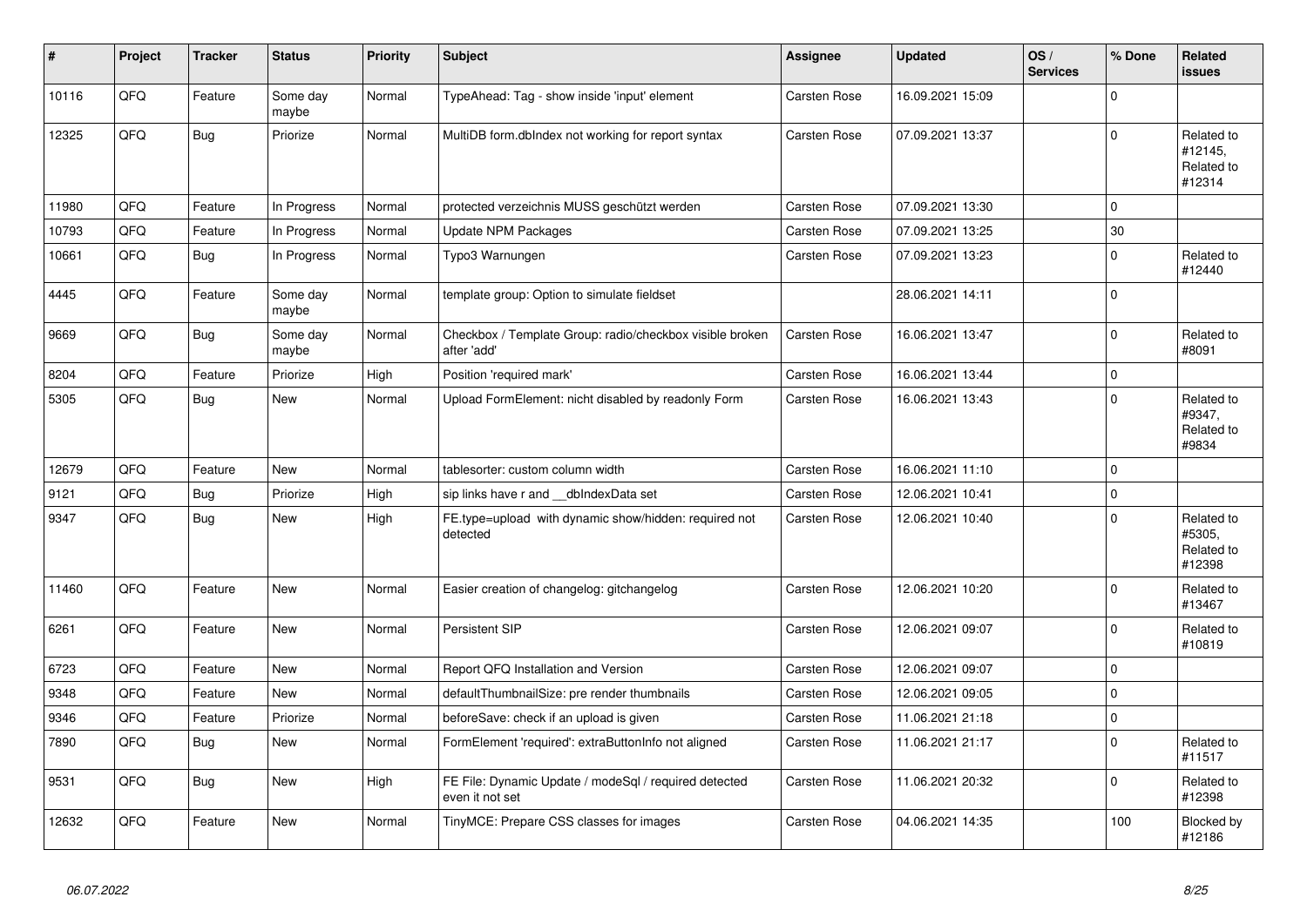| # | Project | Tracker | Status | Priority | Subject | Assignee | Updated | OS / Services | % Done | Related issues |
|---|---|---|---|---|---|---|---|---|---|---|
| 10116 | QFQ | Feature | Some day maybe | Normal | TypeAhead: Tag - show inside 'input' element | Carsten Rose | 16.09.2021 15:09 | | 0 | |
| 12325 | QFQ | Bug | Priorize | Normal | MultiDB form.dbIndex not working for report syntax | Carsten Rose | 07.09.2021 13:37 | | 0 | Related to #12145, Related to #12314 |
| 11980 | QFQ | Feature | In Progress | Normal | protected verzeichnis MUSS geschützt werden | Carsten Rose | 07.09.2021 13:30 | | 0 | |
| 10793 | QFQ | Feature | In Progress | Normal | Update NPM Packages | Carsten Rose | 07.09.2021 13:25 | | 30 | |
| 10661 | QFQ | Bug | In Progress | Normal | Typo3 Warnungen | Carsten Rose | 07.09.2021 13:23 | | 0 | Related to #12440 |
| 4445 | QFQ | Feature | Some day maybe | Normal | template group: Option to simulate fieldset | | 28.06.2021 14:11 | | 0 | |
| 9669 | QFQ | Bug | Some day maybe | Normal | Checkbox / Template Group: radio/checkbox visible broken after 'add' | Carsten Rose | 16.06.2021 13:47 | | 0 | Related to #8091 |
| 8204 | QFQ | Feature | Priorize | High | Position 'required mark' | Carsten Rose | 16.06.2021 13:44 | | 0 | |
| 5305 | QFQ | Bug | New | Normal | Upload FormElement: nicht disabled by readonly Form | Carsten Rose | 16.06.2021 13:43 | | 0 | Related to #9347, Related to #9834 |
| 12679 | QFQ | Feature | New | Normal | tablesorter: custom column width | Carsten Rose | 16.06.2021 11:10 | | 0 | |
| 9121 | QFQ | Bug | Priorize | High | sip links have r and __dbIndexData set | Carsten Rose | 12.06.2021 10:41 | | 0 | |
| 9347 | QFQ | Bug | New | High | FE.type=upload with dynamic show/hidden: required not detected | Carsten Rose | 12.06.2021 10:40 | | 0 | Related to #5305, Related to #12398 |
| 11460 | QFQ | Feature | New | Normal | Easier creation of changelog: gitchangelog | Carsten Rose | 12.06.2021 10:20 | | 0 | Related to #13467 |
| 6261 | QFQ | Feature | New | Normal | Persistent SIP | Carsten Rose | 12.06.2021 09:07 | | 0 | Related to #10819 |
| 6723 | QFQ | Feature | New | Normal | Report QFQ Installation and Version | Carsten Rose | 12.06.2021 09:07 | | 0 | |
| 9348 | QFQ | Feature | New | Normal | defaultThumbnailSize: pre render thumbnails | Carsten Rose | 12.06.2021 09:05 | | 0 | |
| 9346 | QFQ | Feature | Priorize | Normal | beforeSave: check if an upload is given | Carsten Rose | 11.06.2021 21:18 | | 0 | |
| 7890 | QFQ | Bug | New | Normal | FormElement 'required': extraButtonInfo not aligned | Carsten Rose | 11.06.2021 21:17 | | 0 | Related to #11517 |
| 9531 | QFQ | Bug | New | High | FE File: Dynamic Update / modeSql / required detected even it not set | Carsten Rose | 11.06.2021 20:32 | | 0 | Related to #12398 |
| 12632 | QFQ | Feature | New | Normal | TinyMCE: Prepare CSS classes for images | Carsten Rose | 04.06.2021 14:35 | | 100 | Blocked by #12186 |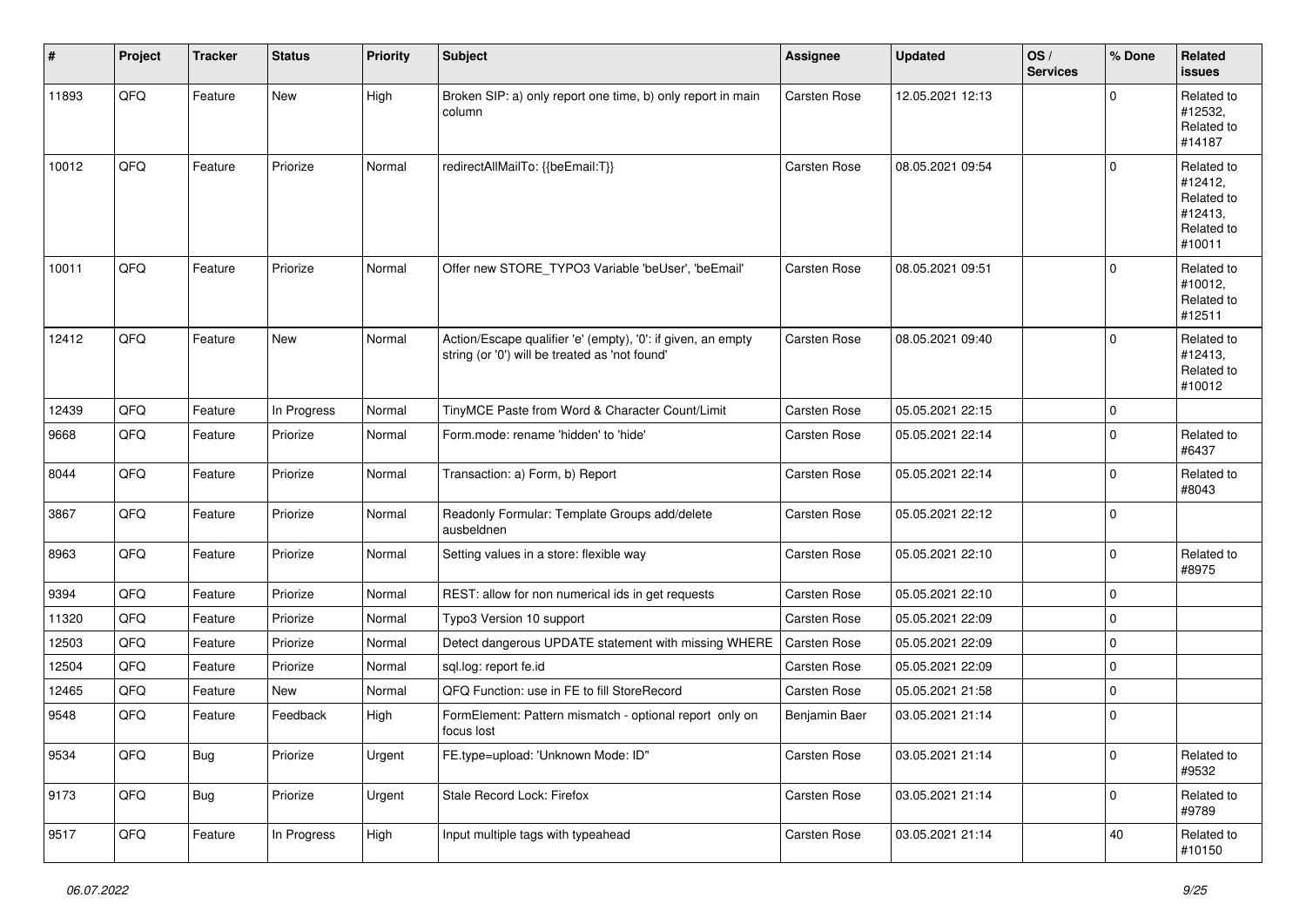| # | Project | Tracker | Status | Priority | Subject | Assignee | Updated | OS / Services | % Done | Related issues |
|---|---|---|---|---|---|---|---|---|---|---|
| 11893 | QFQ | Feature | New | High | Broken SIP: a) only report one time, b) only report in main column | Carsten Rose | 12.05.2021 12:13 | | 0 | Related to #12532, Related to #14187 |
| 10012 | QFQ | Feature | Priorize | Normal | redirectAllMailTo: {{beEmail:T}} | Carsten Rose | 08.05.2021 09:54 | | 0 | Related to #12412, Related to #12413, Related to #10011 |
| 10011 | QFQ | Feature | Priorize | Normal | Offer new STORE_TYPO3 Variable 'beUser', 'beEmail' | Carsten Rose | 08.05.2021 09:51 | | 0 | Related to #10012, Related to #12511 |
| 12412 | QFQ | Feature | New | Normal | Action/Escape qualifier 'e' (empty), '0': if given, an empty string (or '0') will be treated as 'not found' | Carsten Rose | 08.05.2021 09:40 | | 0 | Related to #12413, Related to #10012 |
| 12439 | QFQ | Feature | In Progress | Normal | TinyMCE Paste from Word & Character Count/Limit | Carsten Rose | 05.05.2021 22:15 | | 0 | |
| 9668 | QFQ | Feature | Priorize | Normal | Form.mode: rename 'hidden' to 'hide' | Carsten Rose | 05.05.2021 22:14 | | 0 | Related to #6437 |
| 8044 | QFQ | Feature | Priorize | Normal | Transaction: a) Form, b) Report | Carsten Rose | 05.05.2021 22:14 | | 0 | Related to #8043 |
| 3867 | QFQ | Feature | Priorize | Normal | Readonly Formular: Template Groups add/delete ausbeldnen | Carsten Rose | 05.05.2021 22:12 | | 0 | |
| 8963 | QFQ | Feature | Priorize | Normal | Setting values in a store: flexible way | Carsten Rose | 05.05.2021 22:10 | | 0 | Related to #8975 |
| 9394 | QFQ | Feature | Priorize | Normal | REST: allow for non numerical ids in get requests | Carsten Rose | 05.05.2021 22:10 | | 0 | |
| 11320 | QFQ | Feature | Priorize | Normal | Typo3 Version 10 support | Carsten Rose | 05.05.2021 22:09 | | 0 | |
| 12503 | QFQ | Feature | Priorize | Normal | Detect dangerous UPDATE statement with missing WHERE | Carsten Rose | 05.05.2021 22:09 | | 0 | |
| 12504 | QFQ | Feature | Priorize | Normal | sql.log: report fe.id | Carsten Rose | 05.05.2021 22:09 | | 0 | |
| 12465 | QFQ | Feature | New | Normal | QFQ Function: use in FE to fill StoreRecord | Carsten Rose | 05.05.2021 21:58 | | 0 | |
| 9548 | QFQ | Feature | Feedback | High | FormElement: Pattern mismatch - optional report only on focus lost | Benjamin Baer | 03.05.2021 21:14 | | 0 | |
| 9534 | QFQ | Bug | Priorize | Urgent | FE.type=upload: 'Unknown Mode: ID" | Carsten Rose | 03.05.2021 21:14 | | 0 | Related to #9532 |
| 9173 | QFQ | Bug | Priorize | Urgent | Stale Record Lock: Firefox | Carsten Rose | 03.05.2021 21:14 | | 0 | Related to #9789 |
| 9517 | QFQ | Feature | In Progress | High | Input multiple tags with typeahead | Carsten Rose | 03.05.2021 21:14 | | 40 | Related to #10150 |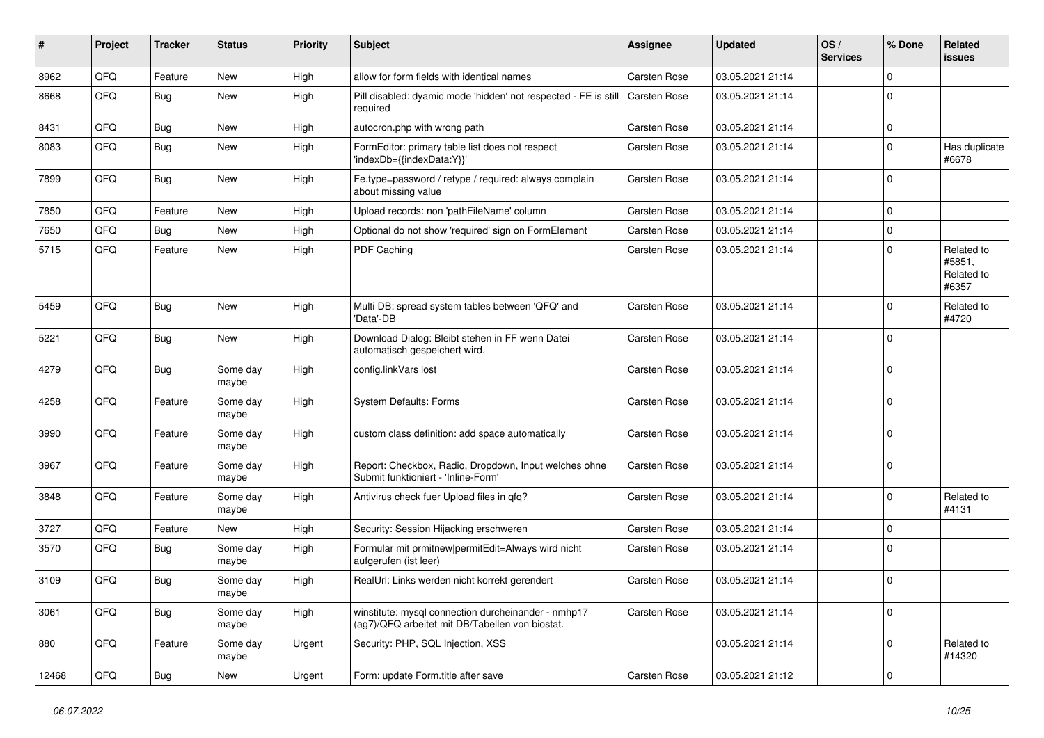| # | Project | Tracker | Status | Priority | Subject | Assignee | Updated | OS / Services | % Done | Related issues |
|---|---|---|---|---|---|---|---|---|---|---|
| 8962 | QFQ | Feature | New | High | allow for form fields with identical names | Carsten Rose | 03.05.2021 21:14 | | 0 | |
| 8668 | QFQ | Bug | New | High | Pill disabled: dyamic mode 'hidden' not respected - FE is still required | Carsten Rose | 03.05.2021 21:14 | | 0 | |
| 8431 | QFQ | Bug | New | High | autocron.php with wrong path | Carsten Rose | 03.05.2021 21:14 | | 0 | |
| 8083 | QFQ | Bug | New | High | FormEditor: primary table list does not respect 'indexDb={{indexData:Y}}' | Carsten Rose | 03.05.2021 21:14 | | 0 | Has duplicate #6678 |
| 7899 | QFQ | Bug | New | High | Fe.type=password / retype / required: always complain about missing value | Carsten Rose | 03.05.2021 21:14 | | 0 | |
| 7850 | QFQ | Feature | New | High | Upload records: non 'pathFileName' column | Carsten Rose | 03.05.2021 21:14 | | 0 | |
| 7650 | QFQ | Bug | New | High | Optional do not show 'required' sign on FormElement | Carsten Rose | 03.05.2021 21:14 | | 0 | |
| 5715 | QFQ | Feature | New | High | PDF Caching | Carsten Rose | 03.05.2021 21:14 | | 0 | Related to #5851, Related to #6357 |
| 5459 | QFQ | Bug | New | High | Multi DB: spread system tables between 'QFQ' and 'Data'-DB | Carsten Rose | 03.05.2021 21:14 | | 0 | Related to #4720 |
| 5221 | QFQ | Bug | New | High | Download Dialog: Bleibt stehen in FF wenn Datei automatisch gespeichert wird. | Carsten Rose | 03.05.2021 21:14 | | 0 | |
| 4279 | QFQ | Bug | Some day maybe | High | config.linkVars lost | Carsten Rose | 03.05.2021 21:14 | | 0 | |
| 4258 | QFQ | Feature | Some day maybe | High | System Defaults: Forms | Carsten Rose | 03.05.2021 21:14 | | 0 | |
| 3990 | QFQ | Feature | Some day maybe | High | custom class definition: add space automatically | Carsten Rose | 03.05.2021 21:14 | | 0 | |
| 3967 | QFQ | Feature | Some day maybe | High | Report: Checkbox, Radio, Dropdown, Input welches ohne Submit funktioniert - 'Inline-Form' | Carsten Rose | 03.05.2021 21:14 | | 0 | |
| 3848 | QFQ | Feature | Some day maybe | High | Antivirus check fuer Upload files in qfq? | Carsten Rose | 03.05.2021 21:14 | | 0 | Related to #4131 |
| 3727 | QFQ | Feature | New | High | Security: Session Hijacking erschweren | Carsten Rose | 03.05.2021 21:14 | | 0 | |
| 3570 | QFQ | Bug | Some day maybe | High | Formular mit prmitnew\|permitEdit=Always wird nicht aufgerufen (ist leer) | Carsten Rose | 03.05.2021 21:14 | | 0 | |
| 3109 | QFQ | Bug | Some day maybe | High | RealUrl: Links werden nicht korrekt gerendert | Carsten Rose | 03.05.2021 21:14 | | 0 | |
| 3061 | QFQ | Bug | Some day maybe | High | winstitute: mysql connection durcheinander - nmhp17 (ag7)/QFQ arbeitet mit DB/Tabellen von biostat. | Carsten Rose | 03.05.2021 21:14 | | 0 | |
| 880 | QFQ | Feature | Some day maybe | Urgent | Security: PHP, SQL Injection, XSS | | 03.05.2021 21:14 | | 0 | Related to #14320 |
| 12468 | QFQ | Bug | New | Urgent | Form: update Form.title after save | Carsten Rose | 03.05.2021 21:12 | | 0 | |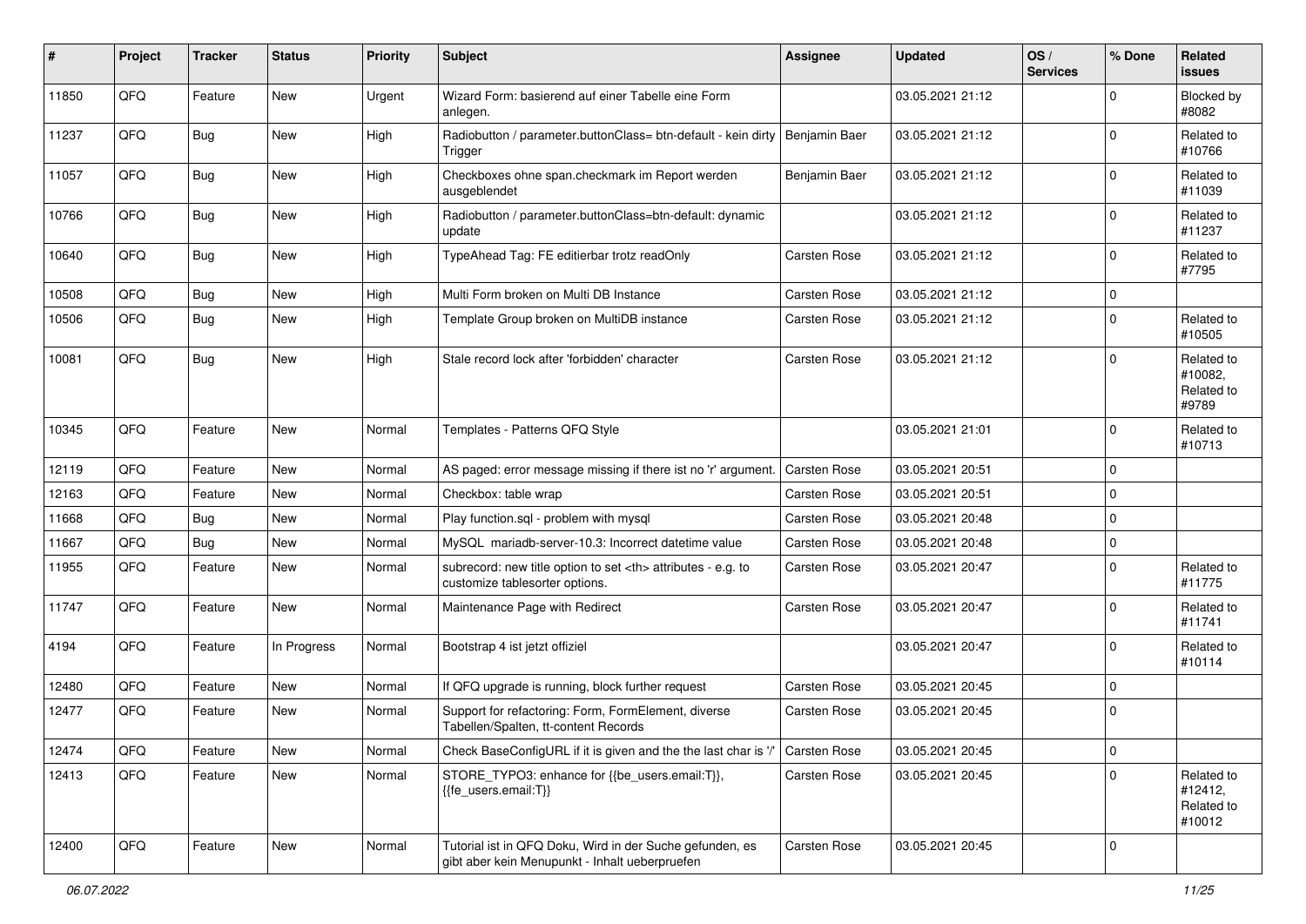| # | Project | Tracker | Status | Priority | Subject | Assignee | Updated | OS / Services | % Done | Related issues |
|---|---|---|---|---|---|---|---|---|---|---|
| 11850 | QFQ | Feature | New | Urgent | Wizard Form: basierend auf einer Tabelle eine Form anlegen. | | 03.05.2021 21:12 | | 0 | Blocked by #8082 |
| 11237 | QFQ | Bug | New | High | Radiobutton / parameter.buttonClass= btn-default - kein dirty Trigger | Benjamin Baer | 03.05.2021 21:12 | | 0 | Related to #10766 |
| 11057 | QFQ | Bug | New | High | Checkboxes ohne span.checkmark im Report werden ausgeblendet | Benjamin Baer | 03.05.2021 21:12 | | 0 | Related to #11039 |
| 10766 | QFQ | Bug | New | High | Radiobutton / parameter.buttonClass=btn-default: dynamic update | | 03.05.2021 21:12 | | 0 | Related to #11237 |
| 10640 | QFQ | Bug | New | High | TypeAhead Tag: FE editierbar trotz readOnly | Carsten Rose | 03.05.2021 21:12 | | 0 | Related to #7795 |
| 10508 | QFQ | Bug | New | High | Multi Form broken on Multi DB Instance | Carsten Rose | 03.05.2021 21:12 | | 0 | |
| 10506 | QFQ | Bug | New | High | Template Group broken on MultiDB instance | Carsten Rose | 03.05.2021 21:12 | | 0 | Related to #10505 |
| 10081 | QFQ | Bug | New | High | Stale record lock after 'forbidden' character | Carsten Rose | 03.05.2021 21:12 | | 0 | Related to #10082, Related to #9789 |
| 10345 | QFQ | Feature | New | Normal | Templates - Patterns QFQ Style | | 03.05.2021 21:01 | | 0 | Related to #10713 |
| 12119 | QFQ | Feature | New | Normal | AS paged: error message missing if there ist no 'r' argument. | Carsten Rose | 03.05.2021 20:51 | | 0 | |
| 12163 | QFQ | Feature | New | Normal | Checkbox: table wrap | Carsten Rose | 03.05.2021 20:51 | | 0 | |
| 11668 | QFQ | Bug | New | Normal | Play function.sql - problem with mysql | Carsten Rose | 03.05.2021 20:48 | | 0 | |
| 11667 | QFQ | Bug | New | Normal | MySQL mariadb-server-10.3: Incorrect datetime value | Carsten Rose | 03.05.2021 20:48 | | 0 | |
| 11955 | QFQ | Feature | New | Normal | subrecord: new title option to set <th> attributes - e.g. to customize tablesorter options. | Carsten Rose | 03.05.2021 20:47 | | 0 | Related to #11775 |
| 11747 | QFQ | Feature | New | Normal | Maintenance Page with Redirect | Carsten Rose | 03.05.2021 20:47 | | 0 | Related to #11741 |
| 4194 | QFQ | Feature | In Progress | Normal | Bootstrap 4 ist jetzt offiziel | | 03.05.2021 20:47 | | 0 | Related to #10114 |
| 12480 | QFQ | Feature | New | Normal | If QFQ upgrade is running, block further request | Carsten Rose | 03.05.2021 20:45 | | 0 | |
| 12477 | QFQ | Feature | New | Normal | Support for refactoring: Form, FormElement, diverse Tabellen/Spalten, tt-content Records | Carsten Rose | 03.05.2021 20:45 | | 0 | |
| 12474 | QFQ | Feature | New | Normal | Check BaseConfigURL if it is given and the the last char is '/' | Carsten Rose | 03.05.2021 20:45 | | 0 | |
| 12413 | QFQ | Feature | New | Normal | STORE_TYPO3: enhance for {{be_users.email:T}}, {{fe_users.email:T}} | Carsten Rose | 03.05.2021 20:45 | | 0 | Related to #12412, Related to #10012 |
| 12400 | QFQ | Feature | New | Normal | Tutorial ist in QFQ Doku, Wird in der Suche gefunden, es gibt aber kein Menupunkt - Inhalt ueberpruefen | Carsten Rose | 03.05.2021 20:45 | | 0 | |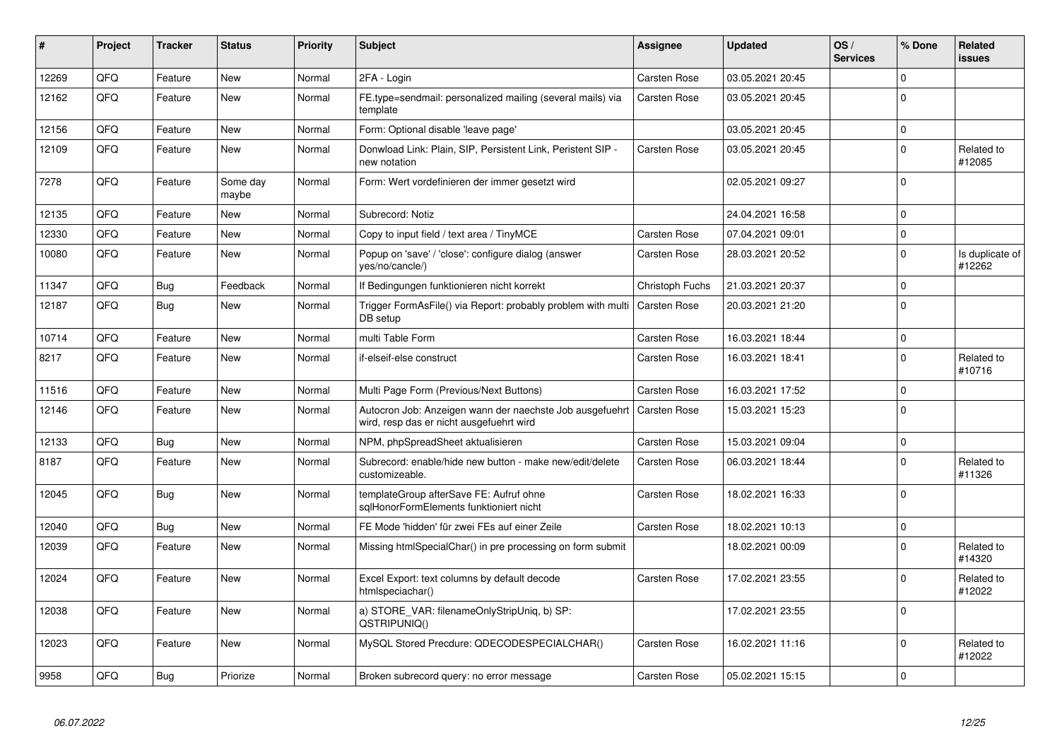| # | Project | Tracker | Status | Priority | Subject | Assignee | Updated | OS / Services | % Done | Related issues |
|---|---|---|---|---|---|---|---|---|---|---|
| 12269 | QFQ | Feature | New | Normal | 2FA - Login | Carsten Rose | 03.05.2021 20:45 | | 0 | |
| 12162 | QFQ | Feature | New | Normal | FE.type=sendmail: personalized mailing (several mails) via template | Carsten Rose | 03.05.2021 20:45 | | 0 | |
| 12156 | QFQ | Feature | New | Normal | Form: Optional disable 'leave page' | | 03.05.2021 20:45 | | 0 | |
| 12109 | QFQ | Feature | New | Normal | Donwload Link: Plain, SIP, Persistent Link, Peristent SIP - new notation | Carsten Rose | 03.05.2021 20:45 | | 0 | Related to #12085 |
| 7278 | QFQ | Feature | Some day maybe | Normal | Form: Wert vordefinieren der immer gesetzt wird | | 02.05.2021 09:27 | | 0 | |
| 12135 | QFQ | Feature | New | Normal | Subrecord: Notiz | | 24.04.2021 16:58 | | 0 | |
| 12330 | QFQ | Feature | New | Normal | Copy to input field / text area / TinyMCE | Carsten Rose | 07.04.2021 09:01 | | 0 | |
| 10080 | QFQ | Feature | New | Normal | Popup on 'save' / 'close': configure dialog (answer yes/no/cancle/) | Carsten Rose | 28.03.2021 20:52 | | 0 | Is duplicate of #12262 |
| 11347 | QFQ | Bug | Feedback | Normal | If Bedingungen funktionieren nicht korrekt | Christoph Fuchs | 21.03.2021 20:37 | | 0 | |
| 12187 | QFQ | Bug | New | Normal | Trigger FormAsFile() via Report: probably problem with multi DB setup | Carsten Rose | 20.03.2021 21:20 | | 0 | |
| 10714 | QFQ | Feature | New | Normal | multi Table Form | Carsten Rose | 16.03.2021 18:44 | | 0 | |
| 8217 | QFQ | Feature | New | Normal | if-elseif-else construct | Carsten Rose | 16.03.2021 18:41 | | 0 | Related to #10716 |
| 11516 | QFQ | Feature | New | Normal | Multi Page Form (Previous/Next Buttons) | Carsten Rose | 16.03.2021 17:52 | | 0 | |
| 12146 | QFQ | Feature | New | Normal | Autocron Job: Anzeigen wann der naechste Job ausgefuehrt wird, resp das er nicht ausgefuehrt wird | Carsten Rose | 15.03.2021 15:23 | | 0 | |
| 12133 | QFQ | Bug | New | Normal | NPM, phpSpreadSheet aktualisieren | Carsten Rose | 15.03.2021 09:04 | | 0 | |
| 8187 | QFQ | Feature | New | Normal | Subrecord: enable/hide new button - make new/edit/delete customizeable. | Carsten Rose | 06.03.2021 18:44 | | 0 | Related to #11326 |
| 12045 | QFQ | Bug | New | Normal | templateGroup afterSave FE: Aufruf ohne sqlHonorFormElements funktioniert nicht | Carsten Rose | 18.02.2021 16:33 | | 0 | |
| 12040 | QFQ | Bug | New | Normal | FE Mode 'hidden' für zwei FEs auf einer Zeile | Carsten Rose | 18.02.2021 10:13 | | 0 | |
| 12039 | QFQ | Feature | New | Normal | Missing htmlSpecialChar() in pre processing on form submit | | 18.02.2021 00:09 | | 0 | Related to #14320 |
| 12024 | QFQ | Feature | New | Normal | Excel Export: text columns by default decode htmlspeciachar() | Carsten Rose | 17.02.2021 23:55 | | 0 | Related to #12022 |
| 12038 | QFQ | Feature | New | Normal | a) STORE_VAR: filenameOnlyStripUniq, b) SP: QSTRIPUNIQ() | | 17.02.2021 23:55 | | 0 | |
| 12023 | QFQ | Feature | New | Normal | MySQL Stored Precdure: QDECODESPECIALCHAR() | Carsten Rose | 16.02.2021 11:16 | | 0 | Related to #12022 |
| 9958 | QFQ | Bug | Priorize | Normal | Broken subrecord query: no error message | Carsten Rose | 05.02.2021 15:15 | | 0 | |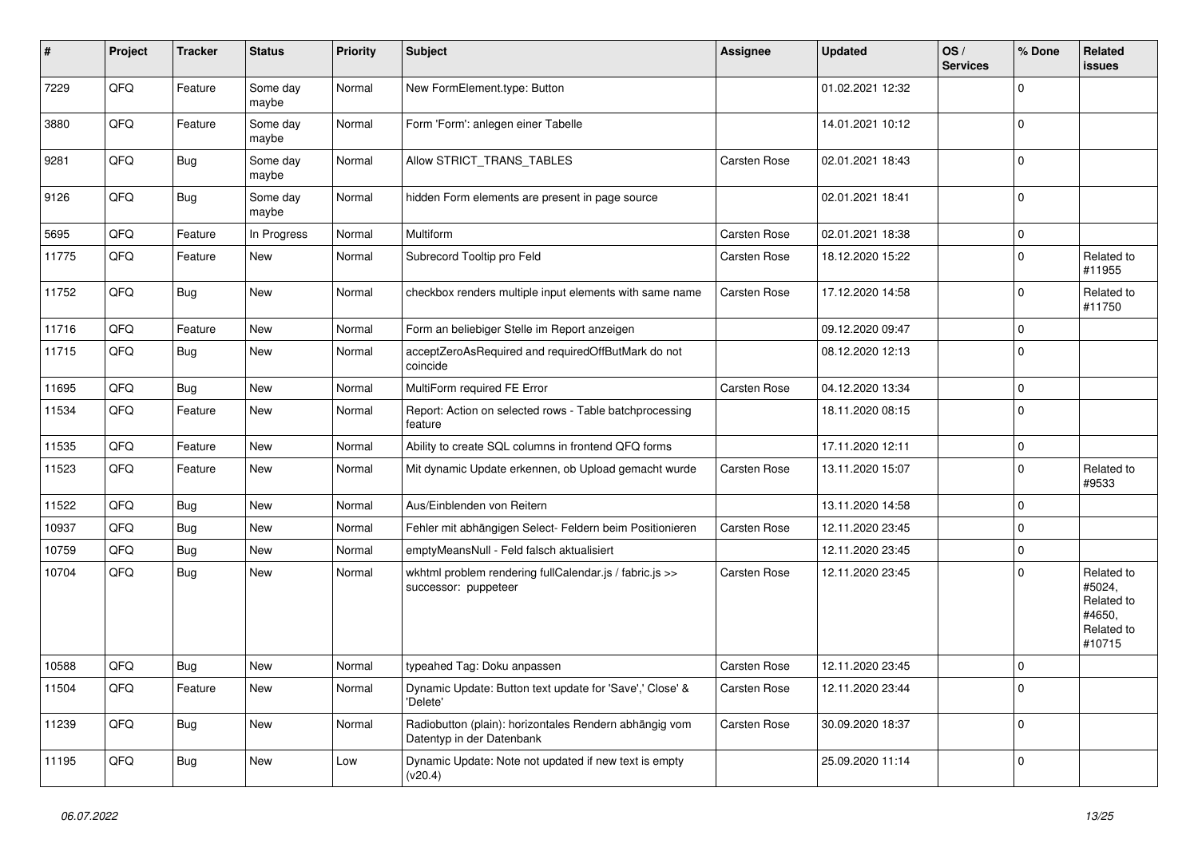| # | Project | Tracker | Status | Priority | Subject | Assignee | Updated | OS / Services | % Done | Related issues |
|---|---|---|---|---|---|---|---|---|---|---|
| 7229 | QFQ | Feature | Some day maybe | Normal | New FormElement.type: Button | | 01.02.2021 12:32 | | 0 | |
| 3880 | QFQ | Feature | Some day maybe | Normal | Form 'Form': anlegen einer Tabelle | | 14.01.2021 10:12 | | 0 | |
| 9281 | QFQ | Bug | Some day maybe | Normal | Allow STRICT_TRANS_TABLES | Carsten Rose | 02.01.2021 18:43 | | 0 | |
| 9126 | QFQ | Bug | Some day maybe | Normal | hidden Form elements are present in page source | | 02.01.2021 18:41 | | 0 | |
| 5695 | QFQ | Feature | In Progress | Normal | Multiform | Carsten Rose | 02.01.2021 18:38 | | 0 | |
| 11775 | QFQ | Feature | New | Normal | Subrecord Tooltip pro Feld | Carsten Rose | 18.12.2020 15:22 | | 0 | Related to #11955 |
| 11752 | QFQ | Bug | New | Normal | checkbox renders multiple input elements with same name | Carsten Rose | 17.12.2020 14:58 | | 0 | Related to #11750 |
| 11716 | QFQ | Feature | New | Normal | Form an beliebiger Stelle im Report anzeigen | | 09.12.2020 09:47 | | 0 | |
| 11715 | QFQ | Bug | New | Normal | acceptZeroAsRequired and requiredOffButMark do not coincide | | 08.12.2020 12:13 | | 0 | |
| 11695 | QFQ | Bug | New | Normal | MultiForm required FE Error | Carsten Rose | 04.12.2020 13:34 | | 0 | |
| 11534 | QFQ | Feature | New | Normal | Report: Action on selected rows - Table batchprocessing feature | | 18.11.2020 08:15 | | 0 | |
| 11535 | QFQ | Feature | New | Normal | Ability to create SQL columns in frontend QFQ forms | | 17.11.2020 12:11 | | 0 | |
| 11523 | QFQ | Feature | New | Normal | Mit dynamic Update erkennen, ob Upload gemacht wurde | Carsten Rose | 13.11.2020 15:07 | | 0 | Related to #9533 |
| 11522 | QFQ | Bug | New | Normal | Aus/Einblenden von Reitern | | 13.11.2020 14:58 | | 0 | |
| 10937 | QFQ | Bug | New | Normal | Fehler mit abhängigen Select- Feldern beim Positionieren | Carsten Rose | 12.11.2020 23:45 | | 0 | |
| 10759 | QFQ | Bug | New | Normal | emptyMeansNull - Feld falsch aktualisiert | | 12.11.2020 23:45 | | 0 | |
| 10704 | QFQ | Bug | New | Normal | wkhtml problem rendering fullCalendar.js / fabric.js >> successor: puppeteer | Carsten Rose | 12.11.2020 23:45 | | 0 | Related to #5024, Related to #4650, Related to #10715 |
| 10588 | QFQ | Bug | New | Normal | typeahed Tag: Doku anpassen | Carsten Rose | 12.11.2020 23:45 | | 0 | |
| 11504 | QFQ | Feature | New | Normal | Dynamic Update: Button text update for 'Save',' Close' & 'Delete' | Carsten Rose | 12.11.2020 23:44 | | 0 | |
| 11239 | QFQ | Bug | New | Normal | Radiobutton (plain): horizontales Rendern abhängig vom Datentyp in der Datenbank | Carsten Rose | 30.09.2020 18:37 | | 0 | |
| 11195 | QFQ | Bug | New | Low | Dynamic Update: Note not updated if new text is empty (v20.4) | | 25.09.2020 11:14 | | 0 | |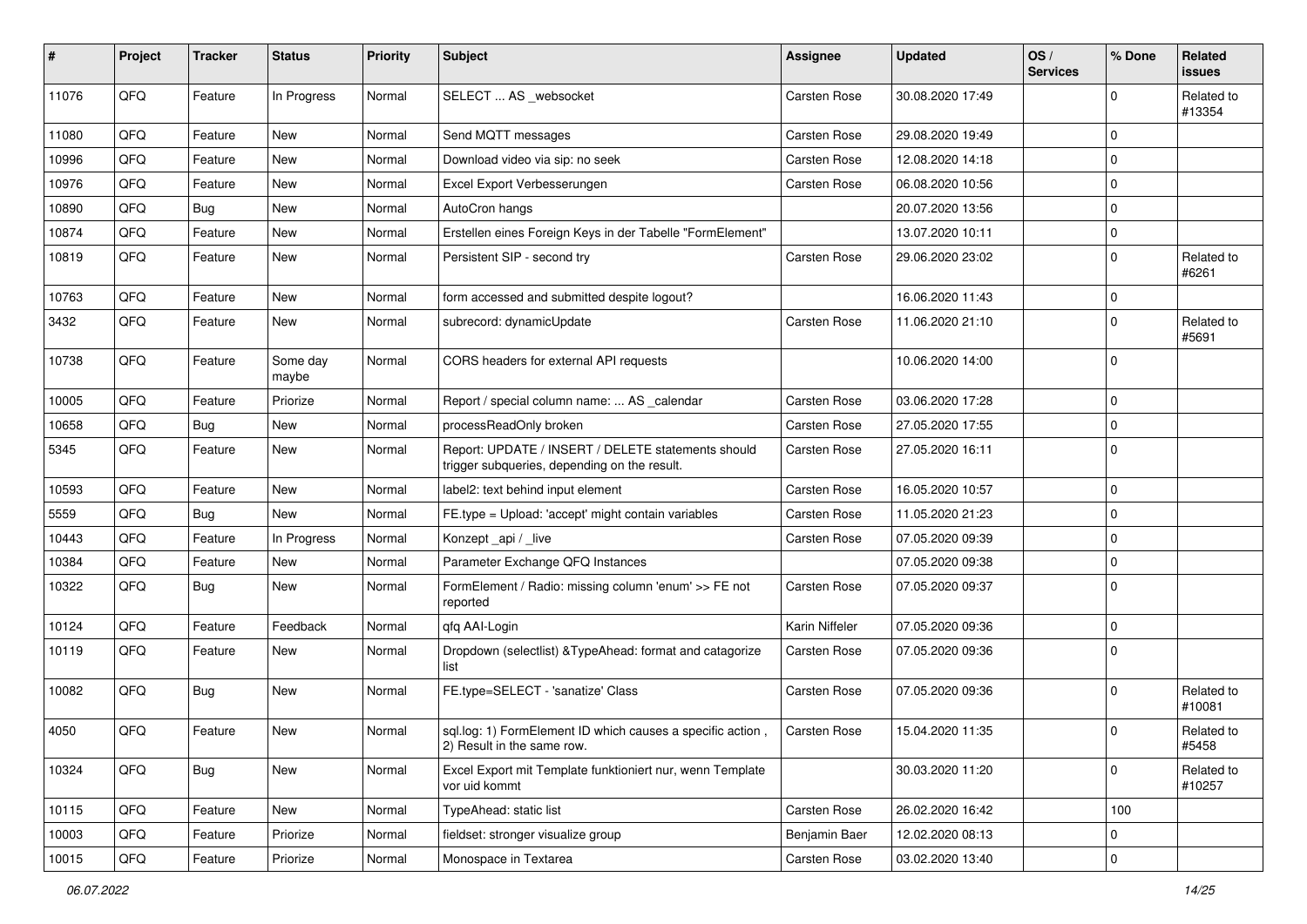| # | Project | Tracker | Status | Priority | Subject | Assignee | Updated | OS / Services | % Done | Related issues |
|---|---|---|---|---|---|---|---|---|---|---|
| 11076 | QFQ | Feature | In Progress | Normal | SELECT ... AS _websocket | Carsten Rose | 30.08.2020 17:49 | | 0 | Related to #13354 |
| 11080 | QFQ | Feature | New | Normal | Send MQTT messages | Carsten Rose | 29.08.2020 19:49 | | 0 | |
| 10996 | QFQ | Feature | New | Normal | Download video via sip: no seek | Carsten Rose | 12.08.2020 14:18 | | 0 | |
| 10976 | QFQ | Feature | New | Normal | Excel Export Verbesserungen | Carsten Rose | 06.08.2020 10:56 | | 0 | |
| 10890 | QFQ | Bug | New | Normal | AutoCron hangs | | 20.07.2020 13:56 | | 0 | |
| 10874 | QFQ | Feature | New | Normal | Erstellen eines Foreign Keys in der Tabelle "FormElement" | | 13.07.2020 10:11 | | 0 | |
| 10819 | QFQ | Feature | New | Normal | Persistent SIP - second try | Carsten Rose | 29.06.2020 23:02 | | 0 | Related to #6261 |
| 10763 | QFQ | Feature | New | Normal | form accessed and submitted despite logout? | | 16.06.2020 11:43 | | 0 | |
| 3432 | QFQ | Feature | New | Normal | subrecord: dynamicUpdate | Carsten Rose | 11.06.2020 21:10 | | 0 | Related to #5691 |
| 10738 | QFQ | Feature | Some day maybe | Normal | CORS headers for external API requests | | 10.06.2020 14:00 | | 0 | |
| 10005 | QFQ | Feature | Priorize | Normal | Report / special column name: ... AS _calendar | Carsten Rose | 03.06.2020 17:28 | | 0 | |
| 10658 | QFQ | Bug | New | Normal | processReadOnly broken | Carsten Rose | 27.05.2020 17:55 | | 0 | |
| 5345 | QFQ | Feature | New | Normal | Report: UPDATE / INSERT / DELETE statements should trigger subqueries, depending on the result. | Carsten Rose | 27.05.2020 16:11 | | 0 | |
| 10593 | QFQ | Feature | New | Normal | label2: text behind input element | Carsten Rose | 16.05.2020 10:57 | | 0 | |
| 5559 | QFQ | Bug | New | Normal | FE.type = Upload: 'accept' might contain variables | Carsten Rose | 11.05.2020 21:23 | | 0 | |
| 10443 | QFQ | Feature | In Progress | Normal | Konzept _api / _live | Carsten Rose | 07.05.2020 09:39 | | 0 | |
| 10384 | QFQ | Feature | New | Normal | Parameter Exchange QFQ Instances | | 07.05.2020 09:38 | | 0 | |
| 10322 | QFQ | Bug | New | Normal | FormElement / Radio: missing column 'enum' >> FE not reported | Carsten Rose | 07.05.2020 09:37 | | 0 | |
| 10124 | QFQ | Feature | Feedback | Normal | qfq AAI-Login | Karin Niffeler | 07.05.2020 09:36 | | 0 | |
| 10119 | QFQ | Feature | New | Normal | Dropdown (selectlist) &TypeAhead: format and catagorize list | Carsten Rose | 07.05.2020 09:36 | | 0 | |
| 10082 | QFQ | Bug | New | Normal | FE.type=SELECT - 'sanatize' Class | Carsten Rose | 07.05.2020 09:36 | | 0 | Related to #10081 |
| 4050 | QFQ | Feature | New | Normal | sql.log: 1) FormElement ID which causes a specific action , 2) Result in the same row. | Carsten Rose | 15.04.2020 11:35 | | 0 | Related to #5458 |
| 10324 | QFQ | Bug | New | Normal | Excel Export mit Template funktioniert nur, wenn Template vor uid kommt | | 30.03.2020 11:20 | | 0 | Related to #10257 |
| 10115 | QFQ | Feature | New | Normal | TypeAhead: static list | Carsten Rose | 26.02.2020 16:42 | | 100 | |
| 10003 | QFQ | Feature | Priorize | Normal | fieldset: stronger visualize group | Benjamin Baer | 12.02.2020 08:13 | | 0 | |
| 10015 | QFQ | Feature | Priorize | Normal | Monospace in Textarea | Carsten Rose | 03.02.2020 13:40 | | 0 | |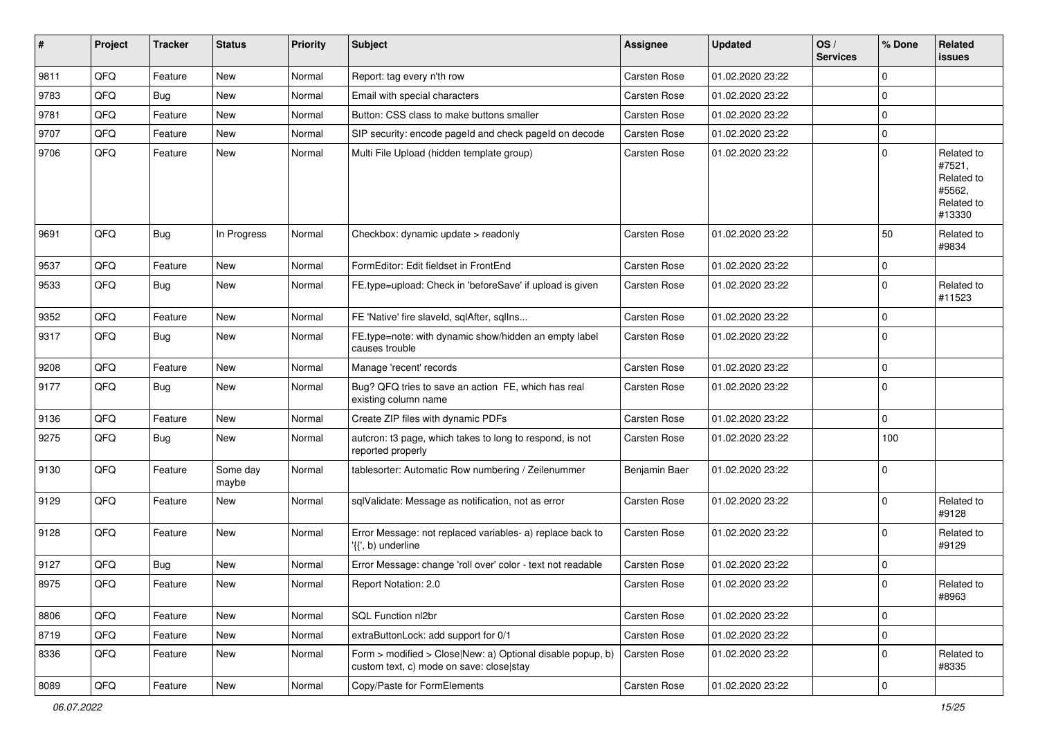| # | Project | Tracker | Status | Priority | Subject | Assignee | Updated | OS / Services | % Done | Related issues |
|---|---|---|---|---|---|---|---|---|---|---|
| 9811 | QFQ | Feature | New | Normal | Report: tag every n'th row | Carsten Rose | 01.02.2020 23:22 | | 0 | |
| 9783 | QFQ | Bug | New | Normal | Email with special characters | Carsten Rose | 01.02.2020 23:22 | | 0 | |
| 9781 | QFQ | Feature | New | Normal | Button: CSS class to make buttons smaller | Carsten Rose | 01.02.2020 23:22 | | 0 | |
| 9707 | QFQ | Feature | New | Normal | SIP security: encode pageId and check pageId on decode | Carsten Rose | 01.02.2020 23:22 | | 0 | |
| 9706 | QFQ | Feature | New | Normal | Multi File Upload (hidden template group) | Carsten Rose | 01.02.2020 23:22 | | 0 | Related to #7521, Related to #5562, Related to #13330 |
| 9691 | QFQ | Bug | In Progress | Normal | Checkbox: dynamic update > readonly | Carsten Rose | 01.02.2020 23:22 | | 50 | Related to #9834 |
| 9537 | QFQ | Feature | New | Normal | FormEditor: Edit fieldset in FrontEnd | Carsten Rose | 01.02.2020 23:22 | | 0 | |
| 9533 | QFQ | Bug | New | Normal | FE.type=upload: Check in 'beforeSave' if upload is given | Carsten Rose | 01.02.2020 23:22 | | 0 | Related to #11523 |
| 9352 | QFQ | Feature | New | Normal | FE 'Native' fire slaveId, sqlAfter, sqlIns... | Carsten Rose | 01.02.2020 23:22 | | 0 | |
| 9317 | QFQ | Bug | New | Normal | FE.type=note: with dynamic show/hidden an empty label causes trouble | Carsten Rose | 01.02.2020 23:22 | | 0 | |
| 9208 | QFQ | Feature | New | Normal | Manage 'recent' records | Carsten Rose | 01.02.2020 23:22 | | 0 | |
| 9177 | QFQ | Bug | New | Normal | Bug? QFQ tries to save an action FE, which has real existing column name | Carsten Rose | 01.02.2020 23:22 | | 0 | |
| 9136 | QFQ | Feature | New | Normal | Create ZIP files with dynamic PDFs | Carsten Rose | 01.02.2020 23:22 | | 0 | |
| 9275 | QFQ | Bug | New | Normal | autcron: t3 page, which takes to long to respond, is not reported properly | Carsten Rose | 01.02.2020 23:22 | | 100 | |
| 9130 | QFQ | Feature | Some day maybe | Normal | tablesorter: Automatic Row numbering / Zeilenummer | Benjamin Baer | 01.02.2020 23:22 | | 0 | |
| 9129 | QFQ | Feature | New | Normal | sqlValidate: Message as notification, not as error | Carsten Rose | 01.02.2020 23:22 | | 0 | Related to #9128 |
| 9128 | QFQ | Feature | New | Normal | Error Message: not replaced variables- a) replace back to '{{', b) underline | Carsten Rose | 01.02.2020 23:22 | | 0 | Related to #9129 |
| 9127 | QFQ | Bug | New | Normal | Error Message: change 'roll over' color - text not readable | Carsten Rose | 01.02.2020 23:22 | | 0 | |
| 8975 | QFQ | Feature | New | Normal | Report Notation: 2.0 | Carsten Rose | 01.02.2020 23:22 | | 0 | Related to #8963 |
| 8806 | QFQ | Feature | New | Normal | SQL Function nl2br | Carsten Rose | 01.02.2020 23:22 | | 0 | |
| 8719 | QFQ | Feature | New | Normal | extraButtonLock: add support for 0/1 | Carsten Rose | 01.02.2020 23:22 | | 0 | |
| 8336 | QFQ | Feature | New | Normal | Form > modified > Close\|New: a) Optional disable popup, b) custom text, c) mode on save: close\|stay | Carsten Rose | 01.02.2020 23:22 | | 0 | Related to #8335 |
| 8089 | QFQ | Feature | New | Normal | Copy/Paste for FormElements | Carsten Rose | 01.02.2020 23:22 | | 0 | |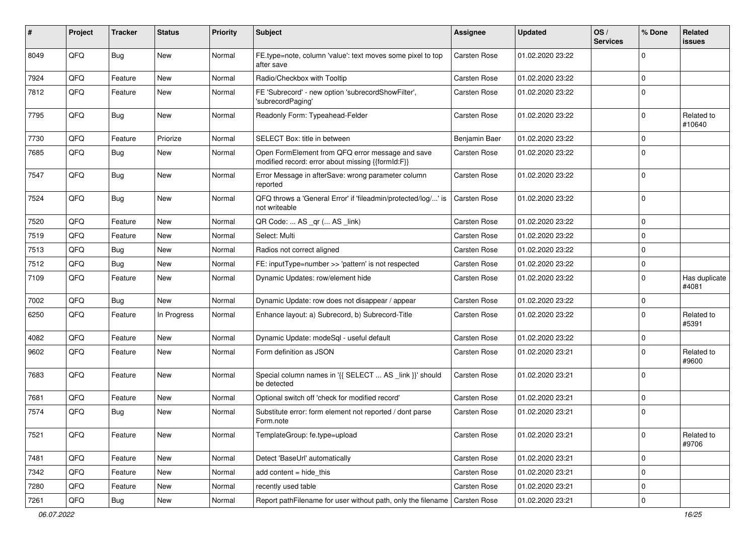| # | Project | Tracker | Status | Priority | Subject | Assignee | Updated | OS / Services | % Done | Related issues |
|---|---|---|---|---|---|---|---|---|---|---|
| 8049 | QFQ | Bug | New | Normal | FE.type=note, column 'value': text moves some pixel to top after save | Carsten Rose | 01.02.2020 23:22 | | 0 | |
| 7924 | QFQ | Feature | New | Normal | Radio/Checkbox with Tooltip | Carsten Rose | 01.02.2020 23:22 | | 0 | |
| 7812 | QFQ | Feature | New | Normal | FE 'Subrecord' - new option 'subrecordShowFilter', 'subrecordPaging' | Carsten Rose | 01.02.2020 23:22 | | 0 | |
| 7795 | QFQ | Bug | New | Normal | Readonly Form: Typeahead-Felder | Carsten Rose | 01.02.2020 23:22 | | 0 | Related to #10640 |
| 7730 | QFQ | Feature | Priorize | Normal | SELECT Box: title in between | Benjamin Baer | 01.02.2020 23:22 | | 0 | |
| 7685 | QFQ | Bug | New | Normal | Open FormElement from QFQ error message and save modified record: error about missing {{formId:F}} | Carsten Rose | 01.02.2020 23:22 | | 0 | |
| 7547 | QFQ | Bug | New | Normal | Error Message in afterSave: wrong parameter column reported | Carsten Rose | 01.02.2020 23:22 | | 0 | |
| 7524 | QFQ | Bug | New | Normal | QFQ throws a 'General Error' if 'fileadmin/protected/log/...' is not writeable | Carsten Rose | 01.02.2020 23:22 | | 0 | |
| 7520 | QFQ | Feature | New | Normal | QR Code: ... AS _qr (... AS _link) | Carsten Rose | 01.02.2020 23:22 | | 0 | |
| 7519 | QFQ | Feature | New | Normal | Select: Multi | Carsten Rose | 01.02.2020 23:22 | | 0 | |
| 7513 | QFQ | Bug | New | Normal | Radios not correct aligned | Carsten Rose | 01.02.2020 23:22 | | 0 | |
| 7512 | QFQ | Bug | New | Normal | FE: inputType=number >> 'pattern' is not respected | Carsten Rose | 01.02.2020 23:22 | | 0 | |
| 7109 | QFQ | Feature | New | Normal | Dynamic Updates: row/element hide | Carsten Rose | 01.02.2020 23:22 | | 0 | Has duplicate #4081 |
| 7002 | QFQ | Bug | New | Normal | Dynamic Update: row does not disappear / appear | Carsten Rose | 01.02.2020 23:22 | | 0 | |
| 6250 | QFQ | Feature | In Progress | Normal | Enhance layout: a) Subrecord, b) Subrecord-Title | Carsten Rose | 01.02.2020 23:22 | | 0 | Related to #5391 |
| 4082 | QFQ | Feature | New | Normal | Dynamic Update: modeSql - useful default | Carsten Rose | 01.02.2020 23:22 | | 0 | |
| 9602 | QFQ | Feature | New | Normal | Form definition as JSON | Carsten Rose | 01.02.2020 23:21 | | 0 | Related to #9600 |
| 7683 | QFQ | Feature | New | Normal | Special column names in '{{ SELECT ... AS _link }}' should be detected | Carsten Rose | 01.02.2020 23:21 | | 0 | |
| 7681 | QFQ | Feature | New | Normal | Optional switch off 'check for modified record' | Carsten Rose | 01.02.2020 23:21 | | 0 | |
| 7574 | QFQ | Bug | New | Normal | Substitute error: form element not reported / dont parse Form.note | Carsten Rose | 01.02.2020 23:21 | | 0 | |
| 7521 | QFQ | Feature | New | Normal | TemplateGroup: fe.type=upload | Carsten Rose | 01.02.2020 23:21 | | 0 | Related to #9706 |
| 7481 | QFQ | Feature | New | Normal | Detect 'BaseUrl' automatically | Carsten Rose | 01.02.2020 23:21 | | 0 | |
| 7342 | QFQ | Feature | New | Normal | add content = hide_this | Carsten Rose | 01.02.2020 23:21 | | 0 | |
| 7280 | QFQ | Feature | New | Normal | recently used table | Carsten Rose | 01.02.2020 23:21 | | 0 | |
| 7261 | QFQ | Bug | New | Normal | Report pathFilename for user without path, only the filename | Carsten Rose | 01.02.2020 23:21 | | 0 | |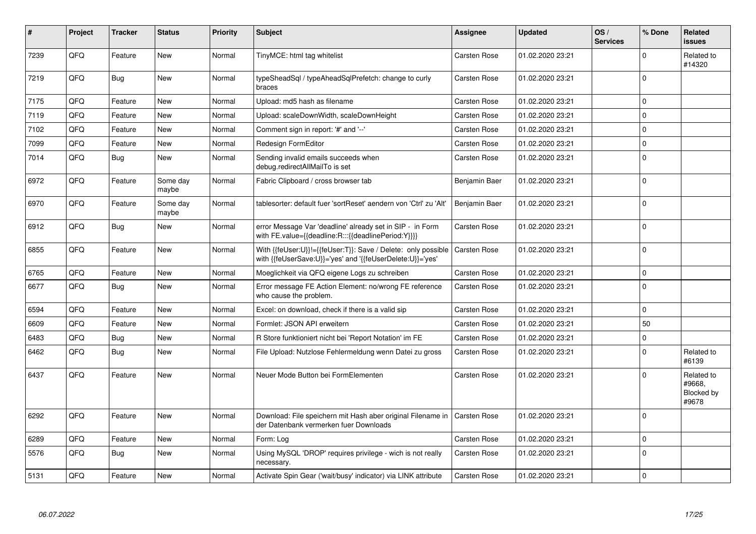| # | Project | Tracker | Status | Priority | Subject | Assignee | Updated | OS / Services | % Done | Related issues |
|---|---|---|---|---|---|---|---|---|---|---|
| 7239 | QFQ | Feature | New | Normal | TinyMCE: html tag whitelist | Carsten Rose | 01.02.2020 23:21 | | 0 | Related to #14320 |
| 7219 | QFQ | Bug | New | Normal | typeSheadSql / typeAheadSqlPrefetch: change to curly braces | Carsten Rose | 01.02.2020 23:21 | | 0 | |
| 7175 | QFQ | Feature | New | Normal | Upload: md5 hash as filename | Carsten Rose | 01.02.2020 23:21 | | 0 | |
| 7119 | QFQ | Feature | New | Normal | Upload: scaleDownWidth, scaleDownHeight | Carsten Rose | 01.02.2020 23:21 | | 0 | |
| 7102 | QFQ | Feature | New | Normal | Comment sign in report: '#' and '--' | Carsten Rose | 01.02.2020 23:21 | | 0 | |
| 7099 | QFQ | Feature | New | Normal | Redesign FormEditor | Carsten Rose | 01.02.2020 23:21 | | 0 | |
| 7014 | QFQ | Bug | New | Normal | Sending invalid emails succeeds when debug.redirectAllMailTo is set | Carsten Rose | 01.02.2020 23:21 | | 0 | |
| 6972 | QFQ | Feature | Some day maybe | Normal | Fabric Clipboard / cross browser tab | Benjamin Baer | 01.02.2020 23:21 | | 0 | |
| 6970 | QFQ | Feature | Some day maybe | Normal | tablesorter: default fuer 'sortReset' aendern von 'Ctrl' zu 'Alt' | Benjamin Baer | 01.02.2020 23:21 | | 0 | |
| 6912 | QFQ | Bug | New | Normal | error Message Var 'deadline' already set in SIP - in Form with FE.value={{deadline:R:::{{deadlinePeriod:Y}}}} | Carsten Rose | 01.02.2020 23:21 | | 0 | |
| 6855 | QFQ | Feature | New | Normal | With {{feUser:U}}!={{feUser:T}}: Save / Delete: only possible with {{feUserSave:U}}='yes' and '{{feUserDelete:U}}='yes' | Carsten Rose | 01.02.2020 23:21 | | 0 | |
| 6765 | QFQ | Feature | New | Normal | Moeglichkeit via QFQ eigene Logs zu schreiben | Carsten Rose | 01.02.2020 23:21 | | 0 | |
| 6677 | QFQ | Bug | New | Normal | Error message FE Action Element: no/wrong FE reference who cause the problem. | Carsten Rose | 01.02.2020 23:21 | | 0 | |
| 6594 | QFQ | Feature | New | Normal | Excel: on download, check if there is a valid sip | Carsten Rose | 01.02.2020 23:21 | | 0 | |
| 6609 | QFQ | Feature | New | Normal | Formlet: JSON API erweitern | Carsten Rose | 01.02.2020 23:21 | | 50 | |
| 6483 | QFQ | Bug | New | Normal | R Store funktioniert nicht bei 'Report Notation' im FE | Carsten Rose | 01.02.2020 23:21 | | 0 | |
| 6462 | QFQ | Bug | New | Normal | File Upload: Nutzlose Fehlermeldung wenn Datei zu gross | Carsten Rose | 01.02.2020 23:21 | | 0 | Related to #6139 |
| 6437 | QFQ | Feature | New | Normal | Neuer Mode Button bei FormElementen | Carsten Rose | 01.02.2020 23:21 | | 0 | Related to #9668, Blocked by #9678 |
| 6292 | QFQ | Feature | New | Normal | Download: File speichern mit Hash aber original Filename in der Datenbank vermerken fuer Downloads | Carsten Rose | 01.02.2020 23:21 | | 0 | |
| 6289 | QFQ | Feature | New | Normal | Form: Log | Carsten Rose | 01.02.2020 23:21 | | 0 | |
| 5576 | QFQ | Bug | New | Normal | Using MySQL 'DROP' requires privilege - wich is not really necessary. | Carsten Rose | 01.02.2020 23:21 | | 0 | |
| 5131 | QFQ | Feature | New | Normal | Activate Spin Gear ('wait/busy' indicator) via LINK attribute | Carsten Rose | 01.02.2020 23:21 | | 0 | |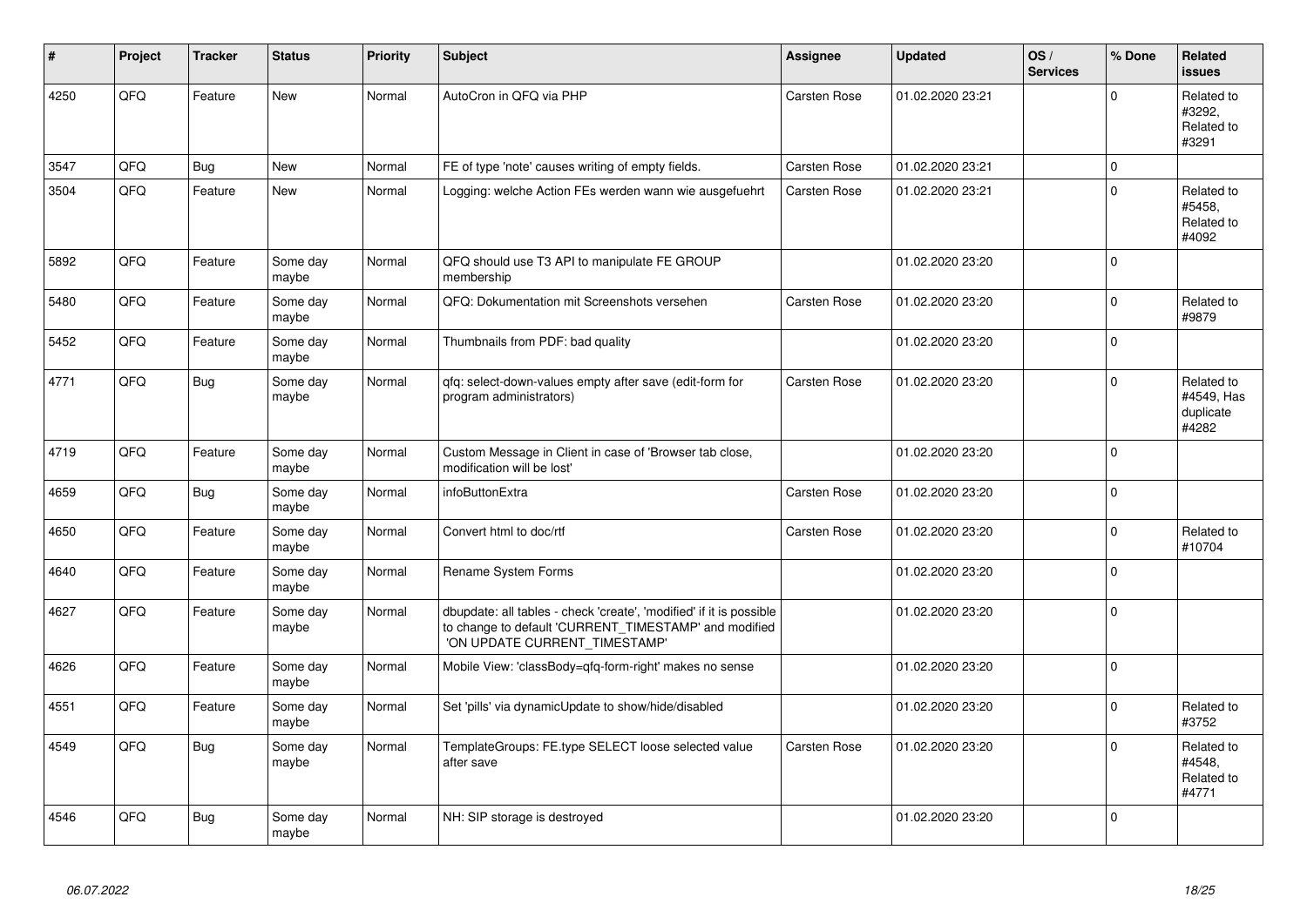| # | Project | Tracker | Status | Priority | Subject | Assignee | Updated | OS / Services | % Done | Related issues |
|---|---|---|---|---|---|---|---|---|---|---|
| 4250 | QFQ | Feature | New | Normal | AutoCron in QFQ via PHP | Carsten Rose | 01.02.2020 23:21 | | 0 | Related to #3292, Related to #3291 |
| 3547 | QFQ | Bug | New | Normal | FE of type 'note' causes writing of empty fields. | Carsten Rose | 01.02.2020 23:21 | | 0 | |
| 3504 | QFQ | Feature | New | Normal | Logging: welche Action FEs werden wann wie ausgefuehrt | Carsten Rose | 01.02.2020 23:21 | | 0 | Related to #5458, Related to #4092 |
| 5892 | QFQ | Feature | Some day maybe | Normal | QFQ should use T3 API to manipulate FE GROUP membership | | 01.02.2020 23:20 | | 0 | |
| 5480 | QFQ | Feature | Some day maybe | Normal | QFQ: Dokumentation mit Screenshots versehen | Carsten Rose | 01.02.2020 23:20 | | 0 | Related to #9879 |
| 5452 | QFQ | Feature | Some day maybe | Normal | Thumbnails from PDF: bad quality | | 01.02.2020 23:20 | | 0 | |
| 4771 | QFQ | Bug | Some day maybe | Normal | qfq: select-down-values empty after save (edit-form for program administrators) | Carsten Rose | 01.02.2020 23:20 | | 0 | Related to #4549, Has duplicate #4282 |
| 4719 | QFQ | Feature | Some day maybe | Normal | Custom Message in Client in case of 'Browser tab close, modification will be lost' | | 01.02.2020 23:20 | | 0 | |
| 4659 | QFQ | Bug | Some day maybe | Normal | infoButtonExtra | Carsten Rose | 01.02.2020 23:20 | | 0 | |
| 4650 | QFQ | Feature | Some day maybe | Normal | Convert html to doc/rtf | Carsten Rose | 01.02.2020 23:20 | | 0 | Related to #10704 |
| 4640 | QFQ | Feature | Some day maybe | Normal | Rename System Forms | | 01.02.2020 23:20 | | 0 | |
| 4627 | QFQ | Feature | Some day maybe | Normal | dbupdate: all tables - check 'create', 'modified' if it is possible to change to default 'CURRENT_TIMESTAMP' and modified 'ON UPDATE CURRENT_TIMESTAMP' | | 01.02.2020 23:20 | | 0 | |
| 4626 | QFQ | Feature | Some day maybe | Normal | Mobile View: 'classBody=qfq-form-right' makes no sense | | 01.02.2020 23:20 | | 0 | |
| 4551 | QFQ | Feature | Some day maybe | Normal | Set 'pills' via dynamicUpdate to show/hide/disabled | | 01.02.2020 23:20 | | 0 | Related to #3752 |
| 4549 | QFQ | Bug | Some day maybe | Normal | TemplateGroups: FE.type SELECT loose selected value after save | Carsten Rose | 01.02.2020 23:20 | | 0 | Related to #4548, Related to #4771 |
| 4546 | QFQ | Bug | Some day maybe | Normal | NH: SIP storage is destroyed | | 01.02.2020 23:20 | | 0 | |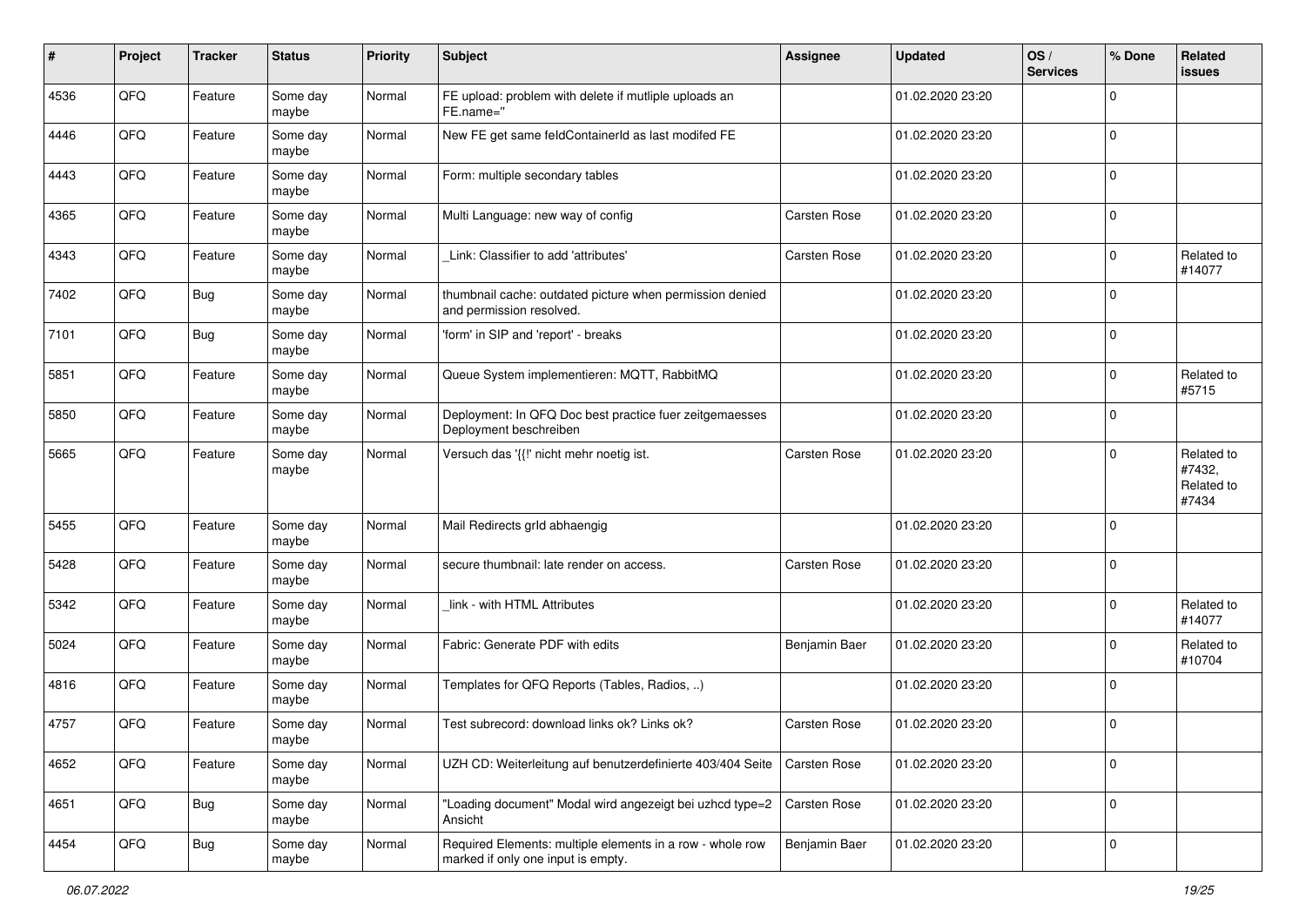| # | Project | Tracker | Status | Priority | Subject | Assignee | Updated | OS / Services | % Done | Related issues |
|---|---|---|---|---|---|---|---|---|---|---|
| 4536 | QFQ | Feature | Some day maybe | Normal | FE upload: problem with delete if mutliple uploads an FE.name=" | | 01.02.2020 23:20 | | 0 | |
| 4446 | QFQ | Feature | Some day maybe | Normal | New FE get same feldContainerId as last modifed FE | | 01.02.2020 23:20 | | 0 | |
| 4443 | QFQ | Feature | Some day maybe | Normal | Form: multiple secondary tables | | 01.02.2020 23:20 | | 0 | |
| 4365 | QFQ | Feature | Some day maybe | Normal | Multi Language: new way of config | Carsten Rose | 01.02.2020 23:20 | | 0 | |
| 4343 | QFQ | Feature | Some day maybe | Normal | _Link: Classifier to add 'attributes' | Carsten Rose | 01.02.2020 23:20 | | 0 | Related to #14077 |
| 7402 | QFQ | Bug | Some day maybe | Normal | thumbnail cache: outdated picture when permission denied and permission resolved. | | 01.02.2020 23:20 | | 0 | |
| 7101 | QFQ | Bug | Some day maybe | Normal | 'form' in SIP and 'report' - breaks | | 01.02.2020 23:20 | | 0 | |
| 5851 | QFQ | Feature | Some day maybe | Normal | Queue System implementieren: MQTT, RabbitMQ | | 01.02.2020 23:20 | | 0 | Related to #5715 |
| 5850 | QFQ | Feature | Some day maybe | Normal | Deployment: In QFQ Doc best practice fuer zeitgemaesses Deployment beschreiben | | 01.02.2020 23:20 | | 0 | |
| 5665 | QFQ | Feature | Some day maybe | Normal | Versuch das '{{!' nicht mehr noetig ist. | Carsten Rose | 01.02.2020 23:20 | | 0 | Related to #7432, Related to #7434 |
| 5455 | QFQ | Feature | Some day maybe | Normal | Mail Redirects grId abhaengig | | 01.02.2020 23:20 | | 0 | |
| 5428 | QFQ | Feature | Some day maybe | Normal | secure thumbnail: late render on access. | Carsten Rose | 01.02.2020 23:20 | | 0 | |
| 5342 | QFQ | Feature | Some day maybe | Normal | _link - with HTML Attributes | | 01.02.2020 23:20 | | 0 | Related to #14077 |
| 5024 | QFQ | Feature | Some day maybe | Normal | Fabric: Generate PDF with edits | Benjamin Baer | 01.02.2020 23:20 | | 0 | Related to #10704 |
| 4816 | QFQ | Feature | Some day maybe | Normal | Templates for QFQ Reports (Tables, Radios, ..) | | 01.02.2020 23:20 | | 0 | |
| 4757 | QFQ | Feature | Some day maybe | Normal | Test subrecord: download links ok? Links ok? | Carsten Rose | 01.02.2020 23:20 | | 0 | |
| 4652 | QFQ | Feature | Some day maybe | Normal | UZH CD: Weiterleitung auf benutzerdefinierte 403/404 Seite | Carsten Rose | 01.02.2020 23:20 | | 0 | |
| 4651 | QFQ | Bug | Some day maybe | Normal | "Loading document" Modal wird angezeigt bei uzhcd type=2 Ansicht | Carsten Rose | 01.02.2020 23:20 | | 0 | |
| 4454 | QFQ | Bug | Some day maybe | Normal | Required Elements: multiple elements in a row - whole row marked if only one input is empty. | Benjamin Baer | 01.02.2020 23:20 | | 0 | |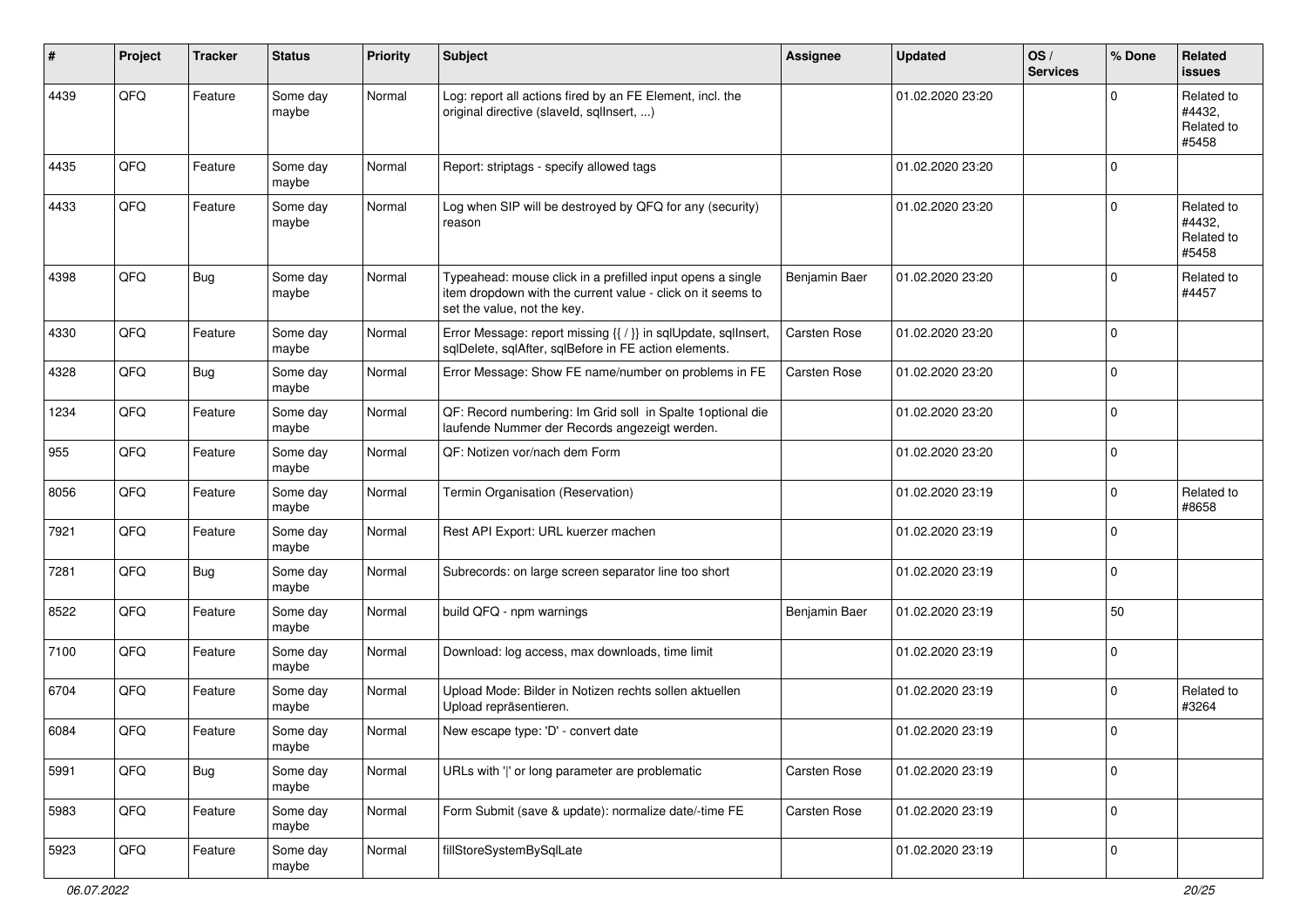| # | Project | Tracker | Status | Priority | Subject | Assignee | Updated | OS / Services | % Done | Related issues |
|---|---|---|---|---|---|---|---|---|---|---|
| 4439 | QFQ | Feature | Some day maybe | Normal | Log: report all actions fired by an FE Element, incl. the original directive (slaveId, sqlInsert, ...) | | 01.02.2020 23:20 | | 0 | Related to #4432, Related to #5458 |
| 4435 | QFQ | Feature | Some day maybe | Normal | Report: striptags - specify allowed tags | | 01.02.2020 23:20 | | 0 | |
| 4433 | QFQ | Feature | Some day maybe | Normal | Log when SIP will be destroyed by QFQ for any (security) reason | | 01.02.2020 23:20 | | 0 | Related to #4432, Related to #5458 |
| 4398 | QFQ | Bug | Some day maybe | Normal | Typeahead: mouse click in a prefilled input opens a single item dropdown with the current value - click on it seems to set the value, not the key. | Benjamin Baer | 01.02.2020 23:20 | | 0 | Related to #4457 |
| 4330 | QFQ | Feature | Some day maybe | Normal | Error Message: report missing {{ / }} in sqlUpdate, sqlInsert, sqlDelete, sqlAfter, sqlBefore in FE action elements. | Carsten Rose | 01.02.2020 23:20 | | 0 | |
| 4328 | QFQ | Bug | Some day maybe | Normal | Error Message: Show FE name/number on problems in FE | Carsten Rose | 01.02.2020 23:20 | | 0 | |
| 1234 | QFQ | Feature | Some day maybe | Normal | QF: Record numbering: Im Grid soll in Spalte 1optional die laufende Nummer der Records angezeigt werden. | | 01.02.2020 23:20 | | 0 | |
| 955 | QFQ | Feature | Some day maybe | Normal | QF: Notizen vor/nach dem Form | | 01.02.2020 23:20 | | 0 | |
| 8056 | QFQ | Feature | Some day maybe | Normal | Termin Organisation (Reservation) | | 01.02.2020 23:19 | | 0 | Related to #8658 |
| 7921 | QFQ | Feature | Some day maybe | Normal | Rest API Export: URL kuerzer machen | | 01.02.2020 23:19 | | 0 | |
| 7281 | QFQ | Bug | Some day maybe | Normal | Subrecords: on large screen separator line too short | | 01.02.2020 23:19 | | 0 | |
| 8522 | QFQ | Feature | Some day maybe | Normal | build QFQ - npm warnings | Benjamin Baer | 01.02.2020 23:19 | | 50 | |
| 7100 | QFQ | Feature | Some day maybe | Normal | Download: log access, max downloads, time limit | | 01.02.2020 23:19 | | 0 | |
| 6704 | QFQ | Feature | Some day maybe | Normal | Upload Mode: Bilder in Notizen rechts sollen aktuellen Upload repräsentieren. | | 01.02.2020 23:19 | | 0 | Related to #3264 |
| 6084 | QFQ | Feature | Some day maybe | Normal | New escape type: 'D' - convert date | | 01.02.2020 23:19 | | 0 | |
| 5991 | QFQ | Bug | Some day maybe | Normal | URLs with '\|' or long parameter are problematic | Carsten Rose | 01.02.2020 23:19 | | 0 | |
| 5983 | QFQ | Feature | Some day maybe | Normal | Form Submit (save & update): normalize date/-time FE | Carsten Rose | 01.02.2020 23:19 | | 0 | |
| 5923 | QFQ | Feature | Some day maybe | Normal | fillStoreSystemBySqlLate | | 01.02.2020 23:19 | | 0 | |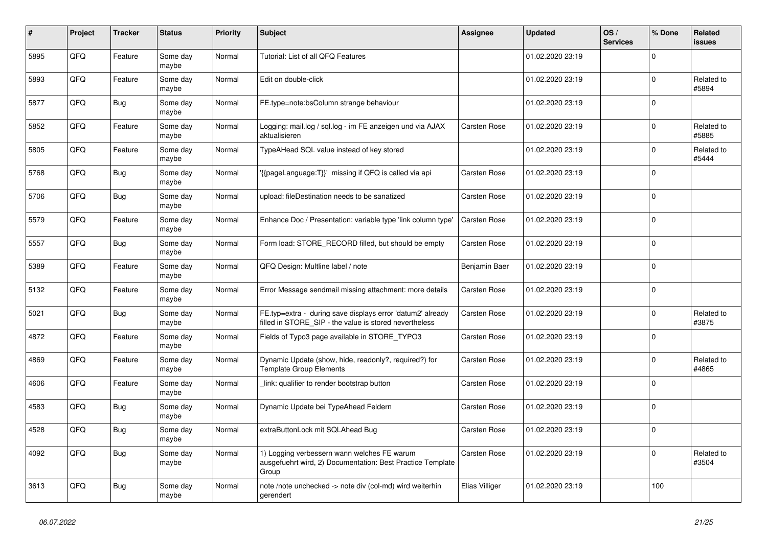| # | Project | Tracker | Status | Priority | Subject | Assignee | Updated | OS / Services | % Done | Related issues |
|---|---|---|---|---|---|---|---|---|---|---|
| 5895 | QFQ | Feature | Some day maybe | Normal | Tutorial: List of all QFQ Features | | 01.02.2020 23:19 | | 0 | |
| 5893 | QFQ | Feature | Some day maybe | Normal | Edit on double-click | | 01.02.2020 23:19 | | 0 | Related to #5894 |
| 5877 | QFQ | Bug | Some day maybe | Normal | FE.type=note:bsColumn strange behaviour | | 01.02.2020 23:19 | | 0 | |
| 5852 | QFQ | Feature | Some day maybe | Normal | Logging: mail.log / sql.log - im FE anzeigen und via AJAX aktualisieren | Carsten Rose | 01.02.2020 23:19 | | 0 | Related to #5885 |
| 5805 | QFQ | Feature | Some day maybe | Normal | TypeAHead SQL value instead of key stored | | 01.02.2020 23:19 | | 0 | Related to #5444 |
| 5768 | QFQ | Bug | Some day maybe | Normal | '{{pageLanguage:T}}' missing if QFQ is called via api | Carsten Rose | 01.02.2020 23:19 | | 0 | |
| 5706 | QFQ | Bug | Some day maybe | Normal | upload: fileDestination needs to be sanatized | Carsten Rose | 01.02.2020 23:19 | | 0 | |
| 5579 | QFQ | Feature | Some day maybe | Normal | Enhance Doc / Presentation: variable type 'link column type' | Carsten Rose | 01.02.2020 23:19 | | 0 | |
| 5557 | QFQ | Bug | Some day maybe | Normal | Form load: STORE_RECORD filled, but should be empty | Carsten Rose | 01.02.2020 23:19 | | 0 | |
| 5389 | QFQ | Feature | Some day maybe | Normal | QFQ Design: Multline label / note | Benjamin Baer | 01.02.2020 23:19 | | 0 | |
| 5132 | QFQ | Feature | Some day maybe | Normal | Error Message sendmail missing attachment: more details | Carsten Rose | 01.02.2020 23:19 | | 0 | |
| 5021 | QFQ | Bug | Some day maybe | Normal | FE.typ=extra - during save displays error 'datum2' already filled in STORE_SIP - the value is stored nevertheless | Carsten Rose | 01.02.2020 23:19 | | 0 | Related to #3875 |
| 4872 | QFQ | Feature | Some day maybe | Normal | Fields of Typo3 page available in STORE_TYPO3 | Carsten Rose | 01.02.2020 23:19 | | 0 | |
| 4869 | QFQ | Feature | Some day maybe | Normal | Dynamic Update (show, hide, readonly?, required?) for Template Group Elements | Carsten Rose | 01.02.2020 23:19 | | 0 | Related to #4865 |
| 4606 | QFQ | Feature | Some day maybe | Normal | _link: qualifier to render bootstrap button | Carsten Rose | 01.02.2020 23:19 | | 0 | |
| 4583 | QFQ | Bug | Some day maybe | Normal | Dynamic Update bei TypeAhead Feldern | Carsten Rose | 01.02.2020 23:19 | | 0 | |
| 4528 | QFQ | Bug | Some day maybe | Normal | extraButtonLock mit SQLAhead Bug | Carsten Rose | 01.02.2020 23:19 | | 0 | |
| 4092 | QFQ | Bug | Some day maybe | Normal | 1) Logging verbessern wann welches FE warum ausgefuehrt wird, 2) Documentation: Best Practice Template Group | Carsten Rose | 01.02.2020 23:19 | | 0 | Related to #3504 |
| 3613 | QFQ | Bug | Some day maybe | Normal | note /note unchecked -> note div (col-md) wird weiterhin gerendert | Elias Villiger | 01.02.2020 23:19 | | 100 | |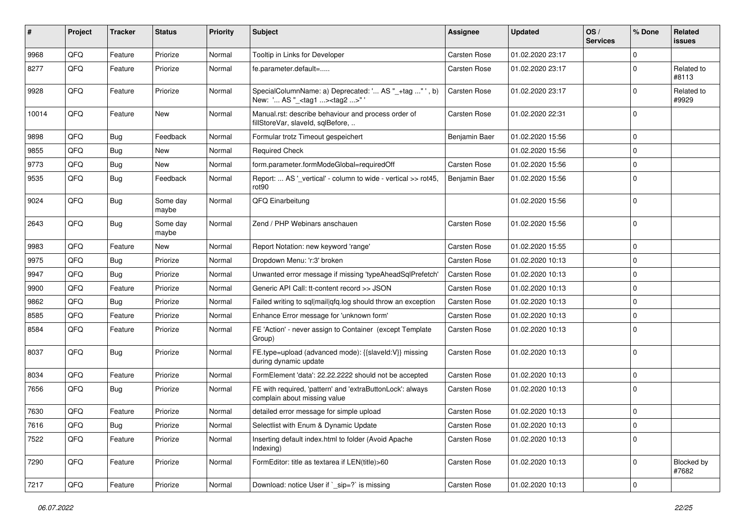| # | Project | Tracker | Status | Priority | Subject | Assignee | Updated | OS / Services | % Done | Related issues |
|---|---|---|---|---|---|---|---|---|---|---|
| 9968 | QFQ | Feature | Priorize | Normal | Tooltip in Links for Developer | Carsten Rose | 01.02.2020 23:17 | | 0 | |
| 8277 | QFQ | Feature | Priorize | Normal | fe.parameter.default=..... | Carsten Rose | 01.02.2020 23:17 | | 0 | Related to #8113 |
| 9928 | QFQ | Feature | Priorize | Normal | SpecialColumnName: a) Deprecated: '... AS "_+tag ..." ', b) New: '... AS "_<tag1 ...><tag2 ...>" ' | Carsten Rose | 01.02.2020 23:17 | | 0 | Related to #9929 |
| 10014 | QFQ | Feature | New | Normal | Manual.rst: describe behaviour and process order of fillStoreVar, slaveId, sqlBefore, .. | Carsten Rose | 01.02.2020 22:31 | | 0 | |
| 9898 | QFQ | Bug | Feedback | Normal | Formular trotz Timeout gespeichert | Benjamin Baer | 01.02.2020 15:56 | | 0 | |
| 9855 | QFQ | Bug | New | Normal | Required Check | | 01.02.2020 15:56 | | 0 | |
| 9773 | QFQ | Bug | New | Normal | form.parameter.formModeGlobal=requiredOff | Carsten Rose | 01.02.2020 15:56 | | 0 | |
| 9535 | QFQ | Bug | Feedback | Normal | Report: ... AS '_vertical' - column to wide - vertical >> rot45, rot90 | Benjamin Baer | 01.02.2020 15:56 | | 0 | |
| 9024 | QFQ | Bug | Some day maybe | Normal | QFQ Einarbeitung | | 01.02.2020 15:56 | | 0 | |
| 2643 | QFQ | Bug | Some day maybe | Normal | Zend / PHP Webinars anschauen | Carsten Rose | 01.02.2020 15:56 | | 0 | |
| 9983 | QFQ | Feature | New | Normal | Report Notation: new keyword 'range' | Carsten Rose | 01.02.2020 15:55 | | 0 | |
| 9975 | QFQ | Bug | Priorize | Normal | Dropdown Menu: 'r:3' broken | Carsten Rose | 01.02.2020 10:13 | | 0 | |
| 9947 | QFQ | Bug | Priorize | Normal | Unwanted error message if missing 'typeAheadSqlPrefetch' | Carsten Rose | 01.02.2020 10:13 | | 0 | |
| 9900 | QFQ | Feature | Priorize | Normal | Generic API Call: tt-content record >> JSON | Carsten Rose | 01.02.2020 10:13 | | 0 | |
| 9862 | QFQ | Bug | Priorize | Normal | Failed writing to sql\|mail\|qfq.log should throw an exception | Carsten Rose | 01.02.2020 10:13 | | 0 | |
| 8585 | QFQ | Feature | Priorize | Normal | Enhance Error message for 'unknown form' | Carsten Rose | 01.02.2020 10:13 | | 0 | |
| 8584 | QFQ | Feature | Priorize | Normal | FE 'Action' - never assign to Container (except Template Group) | Carsten Rose | 01.02.2020 10:13 | | 0 | |
| 8037 | QFQ | Bug | Priorize | Normal | FE.type=upload (advanced mode): {{slaveId:V}} missing during dynamic update | Carsten Rose | 01.02.2020 10:13 | | 0 | |
| 8034 | QFQ | Feature | Priorize | Normal | FormElement 'data': 22.22.2222 should not be accepted | Carsten Rose | 01.02.2020 10:13 | | 0 | |
| 7656 | QFQ | Bug | Priorize | Normal | FE with required, 'pattern' and 'extraButtonLock': always complain about missing value | Carsten Rose | 01.02.2020 10:13 | | 0 | |
| 7630 | QFQ | Feature | Priorize | Normal | detailed error message for simple upload | Carsten Rose | 01.02.2020 10:13 | | 0 | |
| 7616 | QFQ | Bug | Priorize | Normal | Selectlist with Enum & Dynamic Update | Carsten Rose | 01.02.2020 10:13 | | 0 | |
| 7522 | QFQ | Feature | Priorize | Normal | Inserting default index.html to folder (Avoid Apache Indexing) | Carsten Rose | 01.02.2020 10:13 | | 0 | |
| 7290 | QFQ | Feature | Priorize | Normal | FormEditor: title as textarea if LEN(title)>60 | Carsten Rose | 01.02.2020 10:13 | | 0 | Blocked by #7682 |
| 7217 | QFQ | Feature | Priorize | Normal | Download: notice User if `_sip=?` is missing | Carsten Rose | 01.02.2020 10:13 | | 0 | |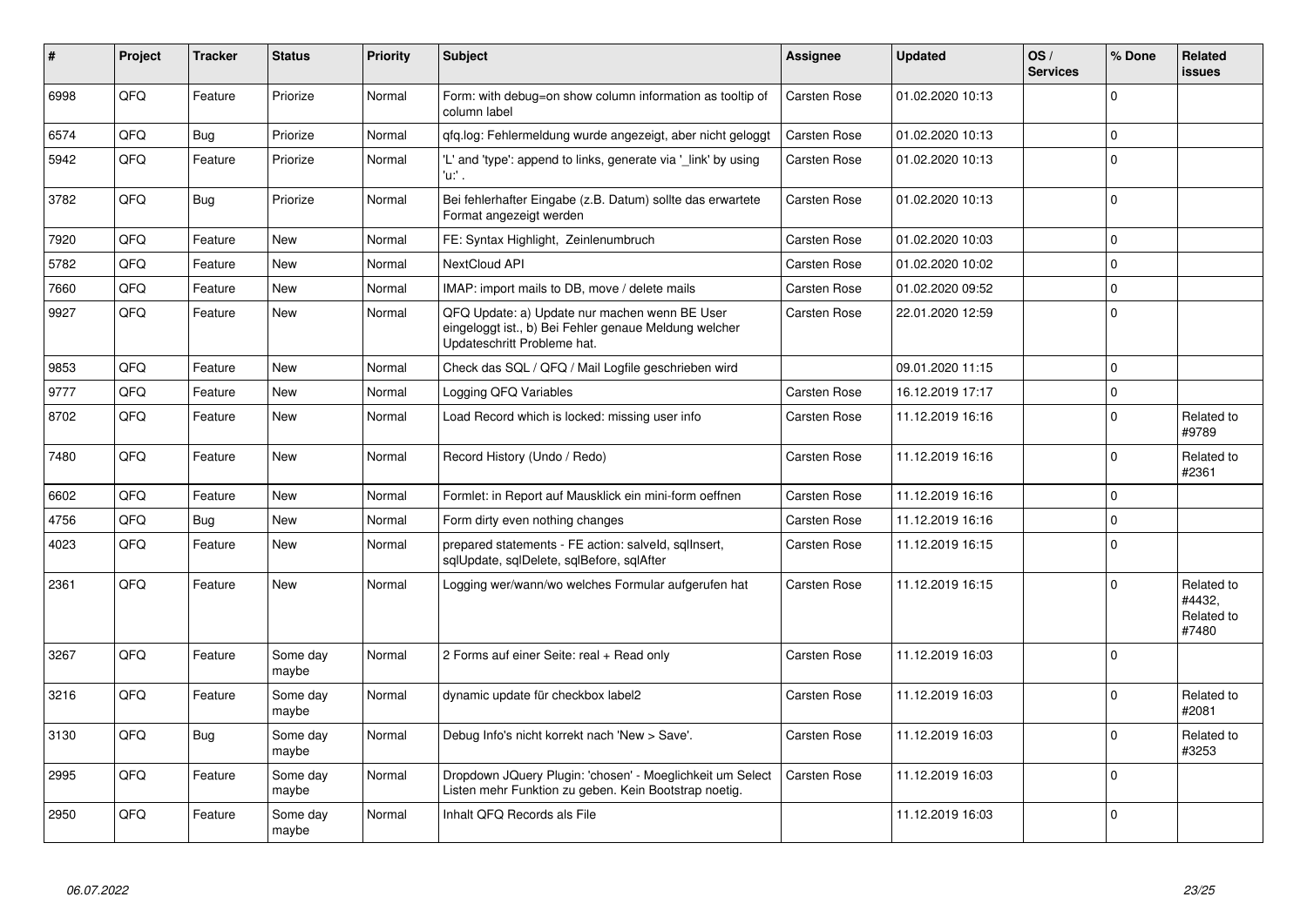| # | Project | Tracker | Status | Priority | Subject | Assignee | Updated | OS / Services | % Done | Related issues |
|---|---|---|---|---|---|---|---|---|---|---|
| 6998 | QFQ | Feature | Priorize | Normal | Form: with debug=on show column information as tooltip of column label | Carsten Rose | 01.02.2020 10:13 | | 0 | |
| 6574 | QFQ | Bug | Priorize | Normal | qfq.log: Fehlermeldung wurde angezeigt, aber nicht geloggt | Carsten Rose | 01.02.2020 10:13 | | 0 | |
| 5942 | QFQ | Feature | Priorize | Normal | 'L' and 'type': append to links, generate via '_link' by using 'u:' . | Carsten Rose | 01.02.2020 10:13 | | 0 | |
| 3782 | QFQ | Bug | Priorize | Normal | Bei fehlerhafter Eingabe (z.B. Datum) sollte das erwartete Format angezeigt werden | Carsten Rose | 01.02.2020 10:13 | | 0 | |
| 7920 | QFQ | Feature | New | Normal | FE: Syntax Highlight, Zeinlenumbruch | Carsten Rose | 01.02.2020 10:03 | | 0 | |
| 5782 | QFQ | Feature | New | Normal | NextCloud API | Carsten Rose | 01.02.2020 10:02 | | 0 | |
| 7660 | QFQ | Feature | New | Normal | IMAP: import mails to DB, move / delete mails | Carsten Rose | 01.02.2020 09:52 | | 0 | |
| 9927 | QFQ | Feature | New | Normal | QFQ Update: a) Update nur machen wenn BE User eingeloggt ist., b) Bei Fehler genaue Meldung welcher Updateschritt Probleme hat. | Carsten Rose | 22.01.2020 12:59 | | 0 | |
| 9853 | QFQ | Feature | New | Normal | Check das SQL / QFQ / Mail Logfile geschrieben wird | | 09.01.2020 11:15 | | 0 | |
| 9777 | QFQ | Feature | New | Normal | Logging QFQ Variables | Carsten Rose | 16.12.2019 17:17 | | 0 | |
| 8702 | QFQ | Feature | New | Normal | Load Record which is locked: missing user info | Carsten Rose | 11.12.2019 16:16 | | 0 | Related to #9789 |
| 7480 | QFQ | Feature | New | Normal | Record History (Undo / Redo) | Carsten Rose | 11.12.2019 16:16 | | 0 | Related to #2361 |
| 6602 | QFQ | Feature | New | Normal | Formlet: in Report auf Mausklick ein mini-form oeffnen | Carsten Rose | 11.12.2019 16:16 | | 0 | |
| 4756 | QFQ | Bug | New | Normal | Form dirty even nothing changes | Carsten Rose | 11.12.2019 16:16 | | 0 | |
| 4023 | QFQ | Feature | New | Normal | prepared statements - FE action: salveld, sqlInsert, sqlUpdate, sqlDelete, sqlBefore, sqlAfter | Carsten Rose | 11.12.2019 16:15 | | 0 | |
| 2361 | QFQ | Feature | New | Normal | Logging wer/wann/wo welches Formular aufgerufen hat | Carsten Rose | 11.12.2019 16:15 | | 0 | Related to #4432, Related to #7480 |
| 3267 | QFQ | Feature | Some day maybe | Normal | 2 Forms auf einer Seite: real + Read only | Carsten Rose | 11.12.2019 16:03 | | 0 | |
| 3216 | QFQ | Feature | Some day maybe | Normal | dynamic update für checkbox label2 | Carsten Rose | 11.12.2019 16:03 | | 0 | Related to #2081 |
| 3130 | QFQ | Bug | Some day maybe | Normal | Debug Info's nicht korrekt nach 'New > Save'. | Carsten Rose | 11.12.2019 16:03 | | 0 | Related to #3253 |
| 2995 | QFQ | Feature | Some day maybe | Normal | Dropdown JQuery Plugin: 'chosen' - Moeglichkeit um Select Listen mehr Funktion zu geben. Kein Bootstrap noetig. | Carsten Rose | 11.12.2019 16:03 | | 0 | |
| 2950 | QFQ | Feature | Some day maybe | Normal | Inhalt QFQ Records als File | | 11.12.2019 16:03 | | 0 | |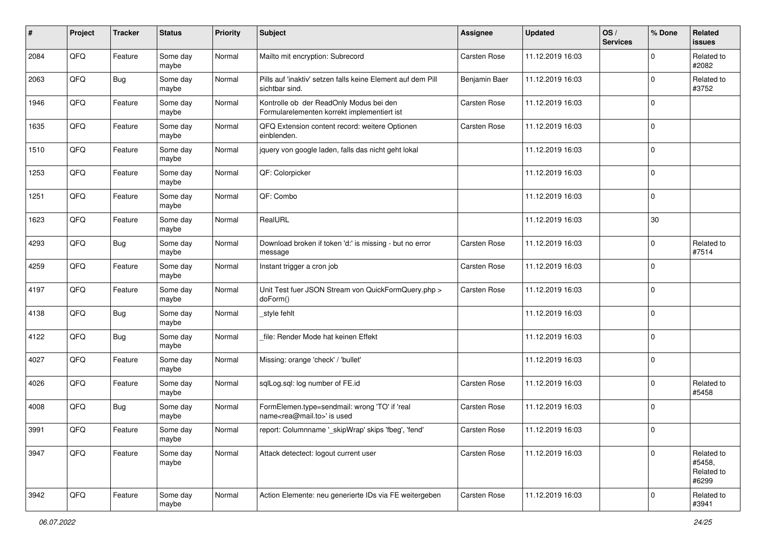| # | Project | Tracker | Status | Priority | Subject | Assignee | Updated | OS / Services | % Done | Related issues |
|---|---|---|---|---|---|---|---|---|---|---|
| 2084 | QFQ | Feature | Some day maybe | Normal | Mailto mit encryption: Subrecord | Carsten Rose | 11.12.2019 16:03 | | 0 | Related to #2082 |
| 2063 | QFQ | Bug | Some day maybe | Normal | Pills auf 'inaktiv' setzen falls keine Element auf dem Pill sichtbar sind. | Benjamin Baer | 11.12.2019 16:03 | | 0 | Related to #3752 |
| 1946 | QFQ | Feature | Some day maybe | Normal | Kontrolle ob der ReadOnly Modus bei den Formularelementen korrekt implementiert ist | Carsten Rose | 11.12.2019 16:03 | | 0 | |
| 1635 | QFQ | Feature | Some day maybe | Normal | QFQ Extension content record: weitere Optionen einblenden. | Carsten Rose | 11.12.2019 16:03 | | 0 | |
| 1510 | QFQ | Feature | Some day maybe | Normal | jquery von google laden, falls das nicht geht lokal | | 11.12.2019 16:03 | | 0 | |
| 1253 | QFQ | Feature | Some day maybe | Normal | QF: Colorpicker | | 11.12.2019 16:03 | | 0 | |
| 1251 | QFQ | Feature | Some day maybe | Normal | QF: Combo | | 11.12.2019 16:03 | | 0 | |
| 1623 | QFQ | Feature | Some day maybe | Normal | RealURL | | 11.12.2019 16:03 | | 30 | |
| 4293 | QFQ | Bug | Some day maybe | Normal | Download broken if token 'd:' is missing - but no error message | Carsten Rose | 11.12.2019 16:03 | | 0 | Related to #7514 |
| 4259 | QFQ | Feature | Some day maybe | Normal | Instant trigger a cron job | Carsten Rose | 11.12.2019 16:03 | | 0 | |
| 4197 | QFQ | Feature | Some day maybe | Normal | Unit Test fuer JSON Stream von QuickFormQuery.php > doForm() | Carsten Rose | 11.12.2019 16:03 | | 0 | |
| 4138 | QFQ | Bug | Some day maybe | Normal | _style fehlt | | 11.12.2019 16:03 | | 0 | |
| 4122 | QFQ | Bug | Some day maybe | Normal | _file: Render Mode hat keinen Effekt | | 11.12.2019 16:03 | | 0 | |
| 4027 | QFQ | Feature | Some day maybe | Normal | Missing: orange 'check' / 'bullet' | | 11.12.2019 16:03 | | 0 | |
| 4026 | QFQ | Feature | Some day maybe | Normal | sqlLog.sql: log number of FE.id | Carsten Rose | 11.12.2019 16:03 | | 0 | Related to #5458 |
| 4008 | QFQ | Bug | Some day maybe | Normal | FormElemen.type=sendmail: wrong 'TO' if 'real name<rea@mail.to>' is used | Carsten Rose | 11.12.2019 16:03 | | 0 | |
| 3991 | QFQ | Feature | Some day maybe | Normal | report: Columnname '_skipWrap' skips 'fbeg', 'fend' | Carsten Rose | 11.12.2019 16:03 | | 0 | |
| 3947 | QFQ | Feature | Some day maybe | Normal | Attack detectect: logout current user | Carsten Rose | 11.12.2019 16:03 | | 0 | Related to #5458, Related to #6299 |
| 3942 | QFQ | Feature | Some day maybe | Normal | Action Elemente: neu generierte IDs via FE weitergeben | Carsten Rose | 11.12.2019 16:03 | | 0 | Related to #3941 |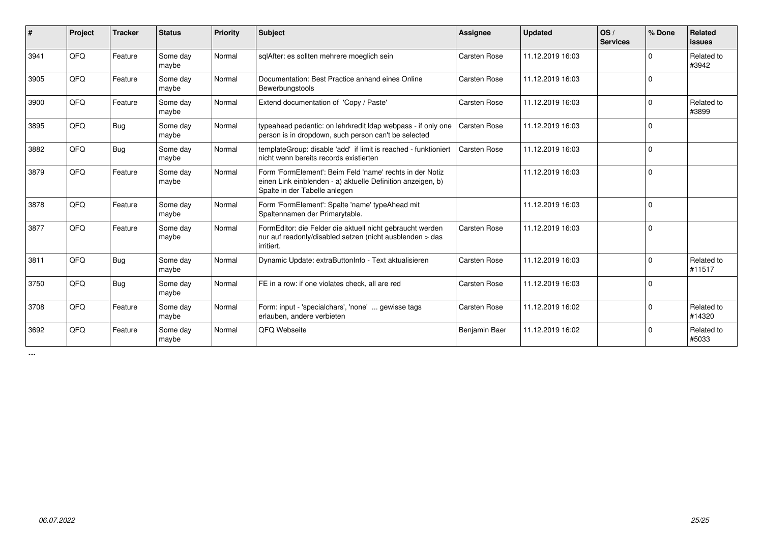| # | Project | Tracker | Status | Priority | Subject | Assignee | Updated | OS / Services | % Done | Related issues |
|---|---|---|---|---|---|---|---|---|---|---|
| 3941 | QFQ | Feature | Some day maybe | Normal | sqlAfter: es sollten mehrere moeglich sein | Carsten Rose | 11.12.2019 16:03 | | 0 | Related to #3942 |
| 3905 | QFQ | Feature | Some day maybe | Normal | Documentation: Best Practice anhand eines Online Bewerbungstools | Carsten Rose | 11.12.2019 16:03 | | 0 | |
| 3900 | QFQ | Feature | Some day maybe | Normal | Extend documentation of 'Copy / Paste' | Carsten Rose | 11.12.2019 16:03 | | 0 | Related to #3899 |
| 3895 | QFQ | Bug | Some day maybe | Normal | typeahead pedantic: on lehrkredit ldap webpass - if only one person is in dropdown, such person can't be selected | Carsten Rose | 11.12.2019 16:03 | | 0 | |
| 3882 | QFQ | Bug | Some day maybe | Normal | templateGroup: disable 'add' if limit is reached - funktioniert nicht wenn bereits records existierten | Carsten Rose | 11.12.2019 16:03 | | 0 | |
| 3879 | QFQ | Feature | Some day maybe | Normal | Form 'FormElement': Beim Feld 'name' rechts in der Notiz einen Link einblenden - a) aktuelle Definition anzeigen, b) Spalte in der Tabelle anlegen | | 11.12.2019 16:03 | | 0 | |
| 3878 | QFQ | Feature | Some day maybe | Normal | Form 'FormElement': Spalte 'name' typeAhead mit Spaltennamen der Primarytable. | | 11.12.2019 16:03 | | 0 | |
| 3877 | QFQ | Feature | Some day maybe | Normal | FormEditor: die Felder die aktuell nicht gebraucht werden nur auf readonly/disabled setzen (nicht ausblenden > das irritiert. | Carsten Rose | 11.12.2019 16:03 | | 0 | |
| 3811 | QFQ | Bug | Some day maybe | Normal | Dynamic Update: extraButtonInfo - Text aktualisieren | Carsten Rose | 11.12.2019 16:03 | | 0 | Related to #11517 |
| 3750 | QFQ | Bug | Some day maybe | Normal | FE in a row: if one violates check, all are red | Carsten Rose | 11.12.2019 16:03 | | 0 | |
| 3708 | QFQ | Feature | Some day maybe | Normal | Form: input - 'specialchars', 'none' ... gewisse tags erlauben, andere verbieten | Carsten Rose | 11.12.2019 16:02 | | 0 | Related to #14320 |
| 3692 | QFQ | Feature | Some day maybe | Normal | QFQ Webseite | Benjamin Baer | 11.12.2019 16:02 | | 0 | Related to #5033 |

...